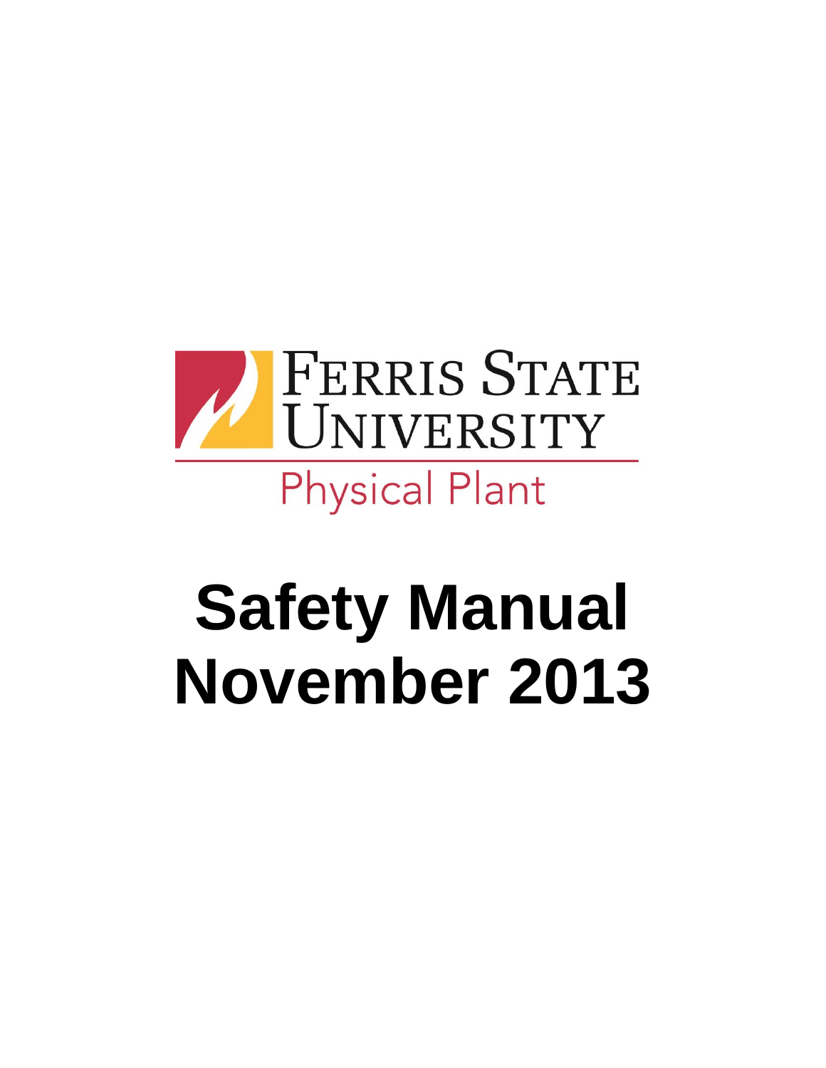Ferris State University

Physical Plant

# Safety Manual
# November 2013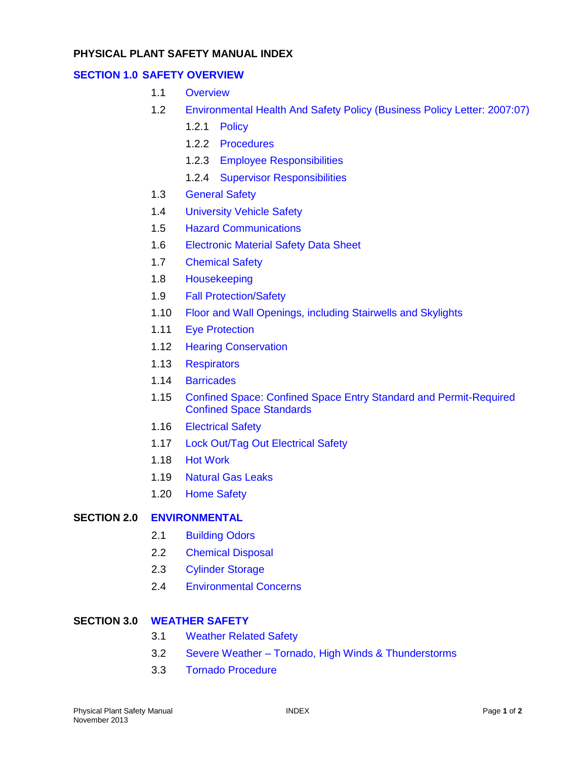# PHYSICAL PLANT SAFETY MANUAL INDEX

## SECTION 1.0 SAFETY OVERVIEW

- 1.1 Overview
- 1.2 Environmental Health And Safety Policy (Business Policy Letter: 2007:07)
  - 1.2.1 Policy
  - 1.2.2 Procedures
  - 1.2.3 Employee Responsibilities
  - 1.2.4 Supervisor Responsibilities
- 1.3 General Safety
- 1.4 University Vehicle Safety
- 1.5 Hazard Communications
- 1.6 Electronic Material Safety Data Sheet
- 1.7 Chemical Safety
- 1.8 Housekeeping
- 1.9 Fall Protection/Safety
- 1.10 Floor and Wall Openings, including Stairwells and Skylights
- 1.11 Eye Protection
- 1.12 Hearing Conservation
- 1.13 Respirators
- 1.14 Barricades
- 1.15 Confined Space: Confined Space Entry Standard and Permit-Required Confined Space Standards
- 1.16 Electrical Safety
- 1.17 Lock Out/Tag Out Electrical Safety
- 1.18 Hot Work
- 1.19 Natural Gas Leaks
- 1.20 Home Safety

## SECTION 2.0 ENVIRONMENTAL

- 2.1 Building Odors
- 2.2 Chemical Disposal
- 2.3 Cylinder Storage
- 2.4 Environmental Concerns

## SECTION 3.0 WEATHER SAFETY

- 3.1 Weather Related Safety
- 3.2 Severe Weather – Tornado, High Winds & Thunderstorms
- 3.3 Tornado Procedure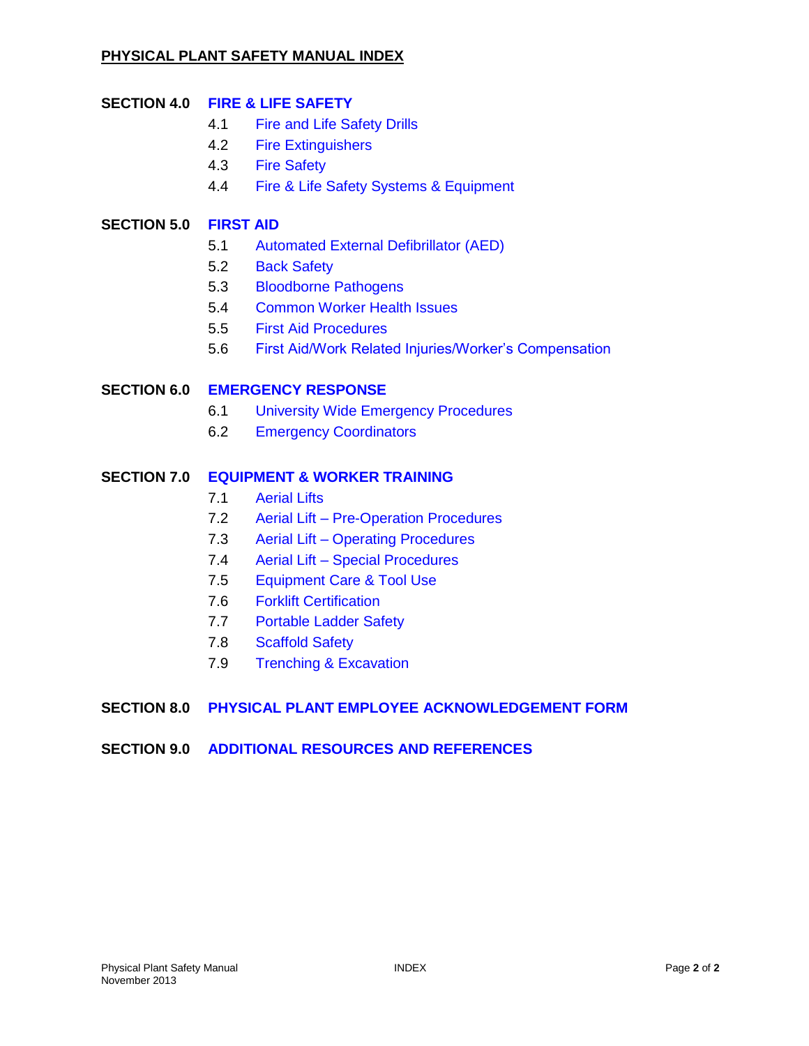# PHYSICAL PLANT SAFETY MANUAL INDEX

## SECTION 4.0 FIRE & LIFE SAFETY

- 4.1 Fire and Life Safety Drills
- 4.2 Fire Extinguishers
- 4.3 Fire Safety
- 4.4 Fire & Life Safety Systems & Equipment

## SECTION 5.0 FIRST AID

- 5.1 Automated External Defibrillator (AED)
- 5.2 Back Safety
- 5.3 Bloodborne Pathogens
- 5.4 Common Worker Health Issues
- 5.5 First Aid Procedures
- 5.6 First Aid/Work Related Injuries/Worker's Compensation

## SECTION 6.0 EMERGENCY RESPONSE

- 6.1 University Wide Emergency Procedures
- 6.2 Emergency Coordinators

## SECTION 7.0 EQUIPMENT & WORKER TRAINING

- 7.1 Aerial Lifts
- 7.2 Aerial Lift – Pre-Operation Procedures
- 7.3 Aerial Lift – Operating Procedures
- 7.4 Aerial Lift – Special Procedures
- 7.5 Equipment Care & Tool Use
- 7.6 Forklift Certification
- 7.7 Portable Ladder Safety
- 7.8 Scaffold Safety
- 7.9 Trenching & Excavation

## SECTION 8.0 PHYSICAL PLANT EMPLOYEE ACKNOWLEDGEMENT FORM

## SECTION 9.0 ADDITIONAL RESOURCES AND REFERENCES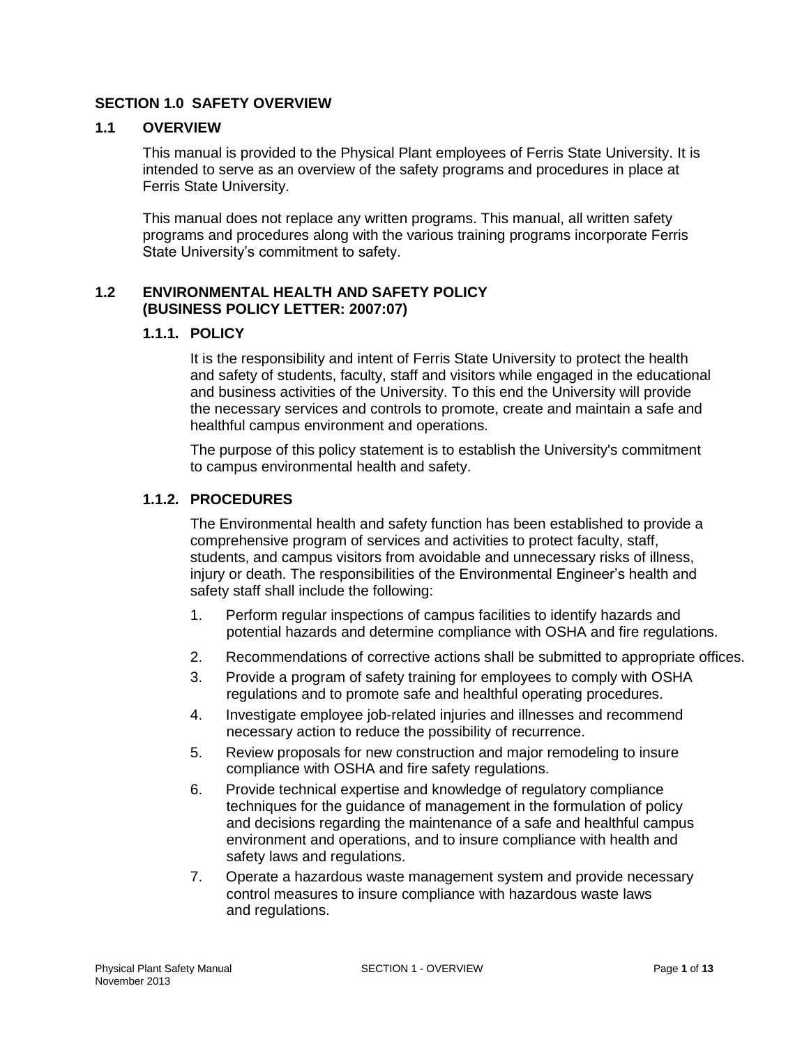# SECTION 1.0 SAFETY OVERVIEW

## 1.1 OVERVIEW

This manual is provided to the Physical Plant employees of Ferris State University. It is intended to serve as an overview of the safety programs and procedures in place at Ferris State University.

This manual does not replace any written programs. This manual, all written safety programs and procedures along with the various training programs incorporate Ferris State University's commitment to safety.

## 1.2 ENVIRONMENTAL HEALTH AND SAFETY POLICY (BUSINESS POLICY LETTER: 2007:07)

### 1.1.1. POLICY

It is the responsibility and intent of Ferris State University to protect the health and safety of students, faculty, staff and visitors while engaged in the educational and business activities of the University. To this end the University will provide the necessary services and controls to promote, create and maintain a safe and healthful campus environment and operations.

The purpose of this policy statement is to establish the University's commitment to campus environmental health and safety.

### 1.1.2. PROCEDURES

The Environmental health and safety function has been established to provide a comprehensive program of services and activities to protect faculty, staff, students, and campus visitors from avoidable and unnecessary risks of illness, injury or death. The responsibilities of the Environmental Engineer's health and safety staff shall include the following:

1. Perform regular inspections of campus facilities to identify hazards and potential hazards and determine compliance with OSHA and fire regulations.
2. Recommendations of corrective actions shall be submitted to appropriate offices.
3. Provide a program of safety training for employees to comply with OSHA regulations and to promote safe and healthful operating procedures.
4. Investigate employee job-related injuries and illnesses and recommend necessary action to reduce the possibility of recurrence.
5. Review proposals for new construction and major remodeling to insure compliance with OSHA and fire safety regulations.
6. Provide technical expertise and knowledge of regulatory compliance techniques for the guidance of management in the formulation of policy and decisions regarding the maintenance of a safe and healthful campus environment and operations, and to insure compliance with health and safety laws and regulations.
7. Operate a hazardous waste management system and provide necessary control measures to insure compliance with hazardous waste laws and regulations.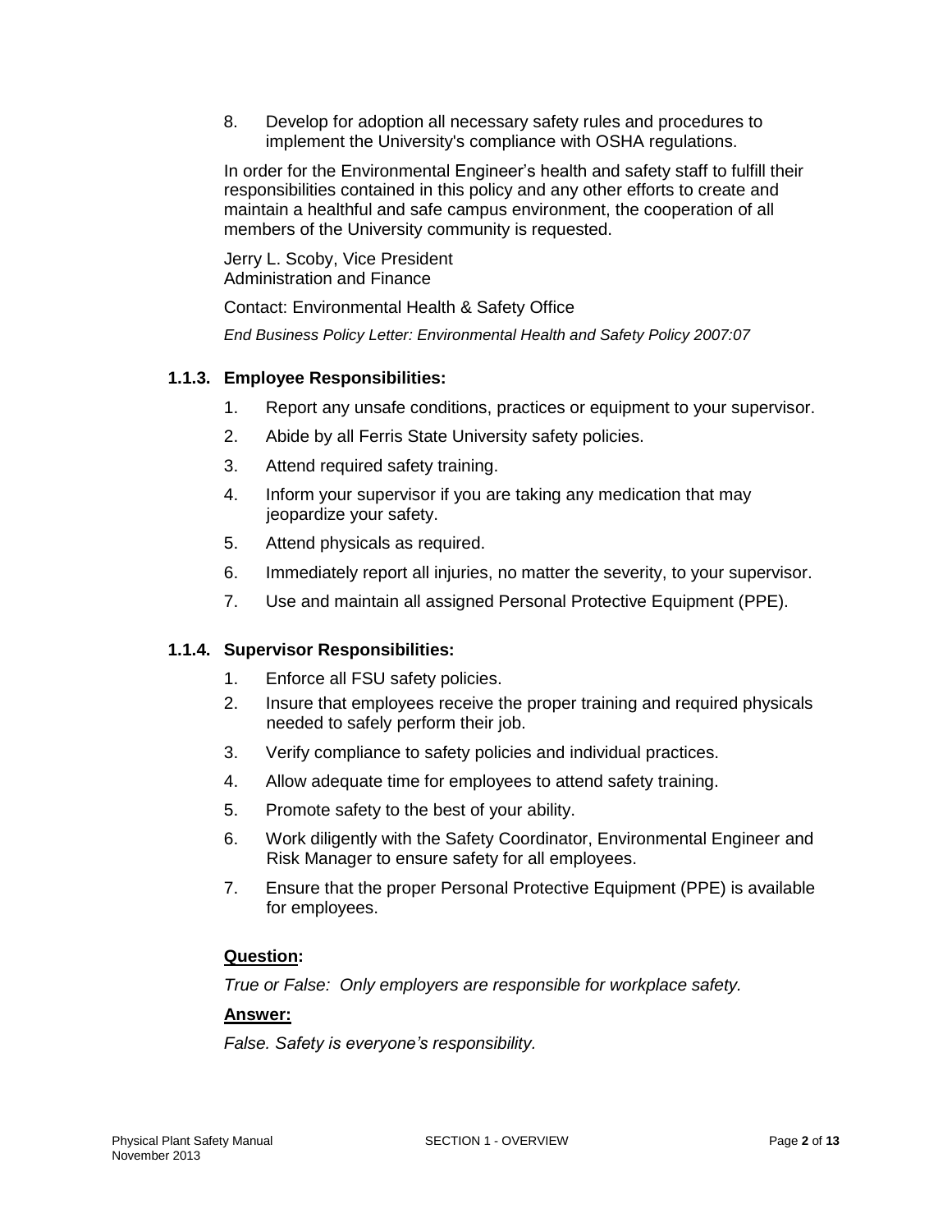8. Develop for adoption all necessary safety rules and procedures to implement the University's compliance with OSHA regulations.

In order for the Environmental Engineer's health and safety staff to fulfill their responsibilities contained in this policy and any other efforts to create and maintain a healthful and safe campus environment, the cooperation of all members of the University community is requested.

Jerry L. Scoby, Vice President
Administration and Finance

Contact: Environmental Health & Safety Office

*End Business Policy Letter: Environmental Health and Safety Policy 2007:07*

### 1.1.3. Employee Responsibilities:

1. Report any unsafe conditions, practices or equipment to your supervisor.
2. Abide by all Ferris State University safety policies.
3. Attend required safety training.
4. Inform your supervisor if you are taking any medication that may jeopardize your safety.
5. Attend physicals as required.
6. Immediately report all injuries, no matter the severity, to your supervisor.
7. Use and maintain all assigned Personal Protective Equipment (PPE).

### 1.1.4. Supervisor Responsibilities:

1. Enforce all FSU safety policies.
2. Insure that employees receive the proper training and required physicals needed to safely perform their job.
3. Verify compliance to safety policies and individual practices.
4. Allow adequate time for employees to attend safety training.
5. Promote safety to the best of your ability.
6. Work diligently with the Safety Coordinator, Environmental Engineer and Risk Manager to ensure safety for all employees.
7. Ensure that the proper Personal Protective Equipment (PPE) is available for employees.

**<u>Question</u>:**

*True or False: Only employers are responsible for workplace safety.*

**<u>Answer:</u>**

*False. Safety is everyone's responsibility.*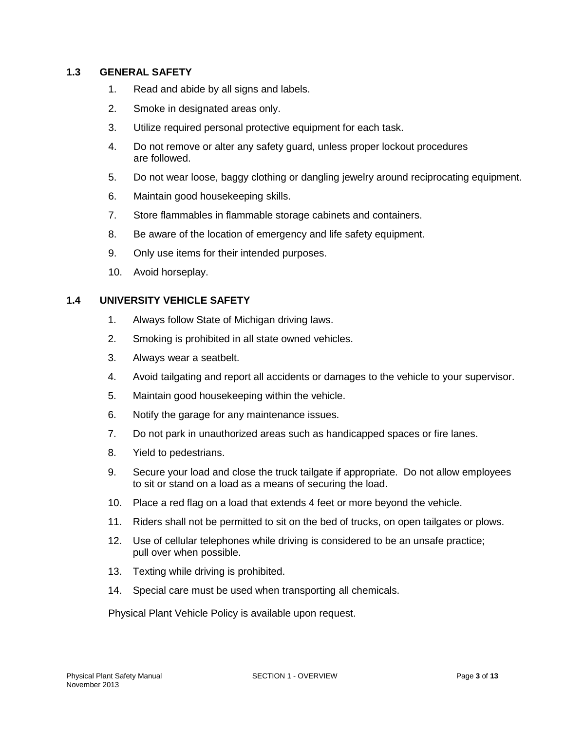### 1.3 GENERAL SAFETY

1. Read and abide by all signs and labels.
2. Smoke in designated areas only.
3. Utilize required personal protective equipment for each task.
4. Do not remove or alter any safety guard, unless proper lockout procedures are followed.
5. Do not wear loose, baggy clothing or dangling jewelry around reciprocating equipment.
6. Maintain good housekeeping skills.
7. Store flammables in flammable storage cabinets and containers.
8. Be aware of the location of emergency and life safety equipment.
9. Only use items for their intended purposes.
10. Avoid horseplay.

### 1.4 UNIVERSITY VEHICLE SAFETY

1. Always follow State of Michigan driving laws.
2. Smoking is prohibited in all state owned vehicles.
3. Always wear a seatbelt.
4. Avoid tailgating and report all accidents or damages to the vehicle to your supervisor.
5. Maintain good housekeeping within the vehicle.
6. Notify the garage for any maintenance issues.
7. Do not park in unauthorized areas such as handicapped spaces or fire lanes.
8. Yield to pedestrians.
9. Secure your load and close the truck tailgate if appropriate. Do not allow employees to sit or stand on a load as a means of securing the load.
10. Place a red flag on a load that extends 4 feet or more beyond the vehicle.
11. Riders shall not be permitted to sit on the bed of trucks, on open tailgates or plows.
12. Use of cellular telephones while driving is considered to be an unsafe practice; pull over when possible.
13. Texting while driving is prohibited.
14. Special care must be used when transporting all chemicals.

Physical Plant Vehicle Policy is available upon request.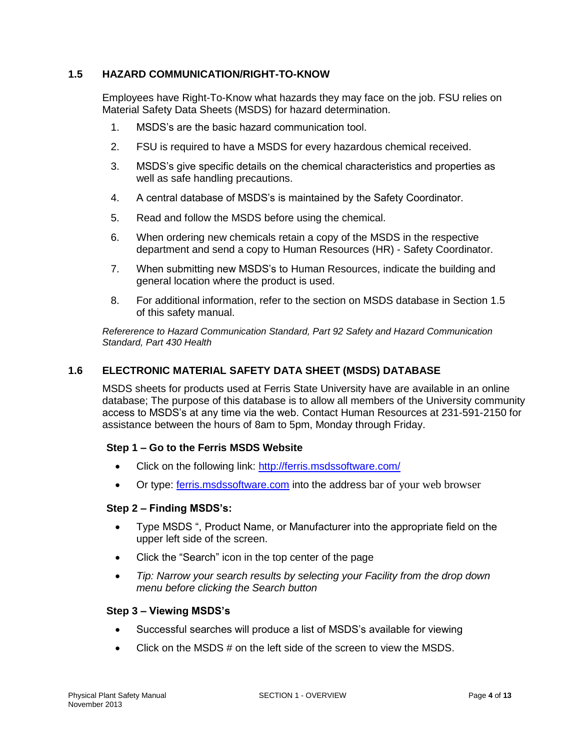## 1.5 HAZARD COMMUNICATION/RIGHT-TO-KNOW

Employees have Right-To-Know what hazards they may face on the job. FSU relies on Material Safety Data Sheets (MSDS) for hazard determination.

1. MSDS's are the basic hazard communication tool.
2. FSU is required to have a MSDS for every hazardous chemical received.
3. MSDS's give specific details on the chemical characteristics and properties as well as safe handling precautions.
4. A central database of MSDS's is maintained by the Safety Coordinator.
5. Read and follow the MSDS before using the chemical.
6. When ordering new chemicals retain a copy of the MSDS in the respective department and send a copy to Human Resources (HR) - Safety Coordinator.
7. When submitting new MSDS's to Human Resources, indicate the building and general location where the product is used.
8. For additional information, refer to the section on MSDS database in Section 1.5 of this safety manual.

*Refererence to Hazard Communication Standard, Part 92 Safety and Hazard Communication Standard, Part 430 Health*

## 1.6 ELECTRONIC MATERIAL SAFETY DATA SHEET (MSDS) DATABASE

MSDS sheets for products used at Ferris State University have are available in an online database; The purpose of this database is to allow all members of the University community access to MSDS's at any time via the web. Contact Human Resources at 231-591-2150 for assistance between the hours of 8am to 5pm, Monday through Friday.

### Step 1 – Go to the Ferris MSDS Website

- Click on the following link: [http://ferris.msdssoftware.com/](http://ferris.msdssoftware.com/)
- Or type: [ferris.msdssoftware.com](ferris.msdssoftware.com) into the address bar of your web browser

### Step 2 – Finding MSDS's:

- Type MSDS ", Product Name, or Manufacturer into the appropriate field on the upper left side of the screen.
- Click the "Search" icon in the top center of the page
- *Tip: Narrow your search results by selecting your Facility from the drop down menu before clicking the Search button*

### Step 3 – Viewing MSDS's

- Successful searches will produce a list of MSDS's available for viewing
- Click on the MSDS # on the left side of the screen to view the MSDS.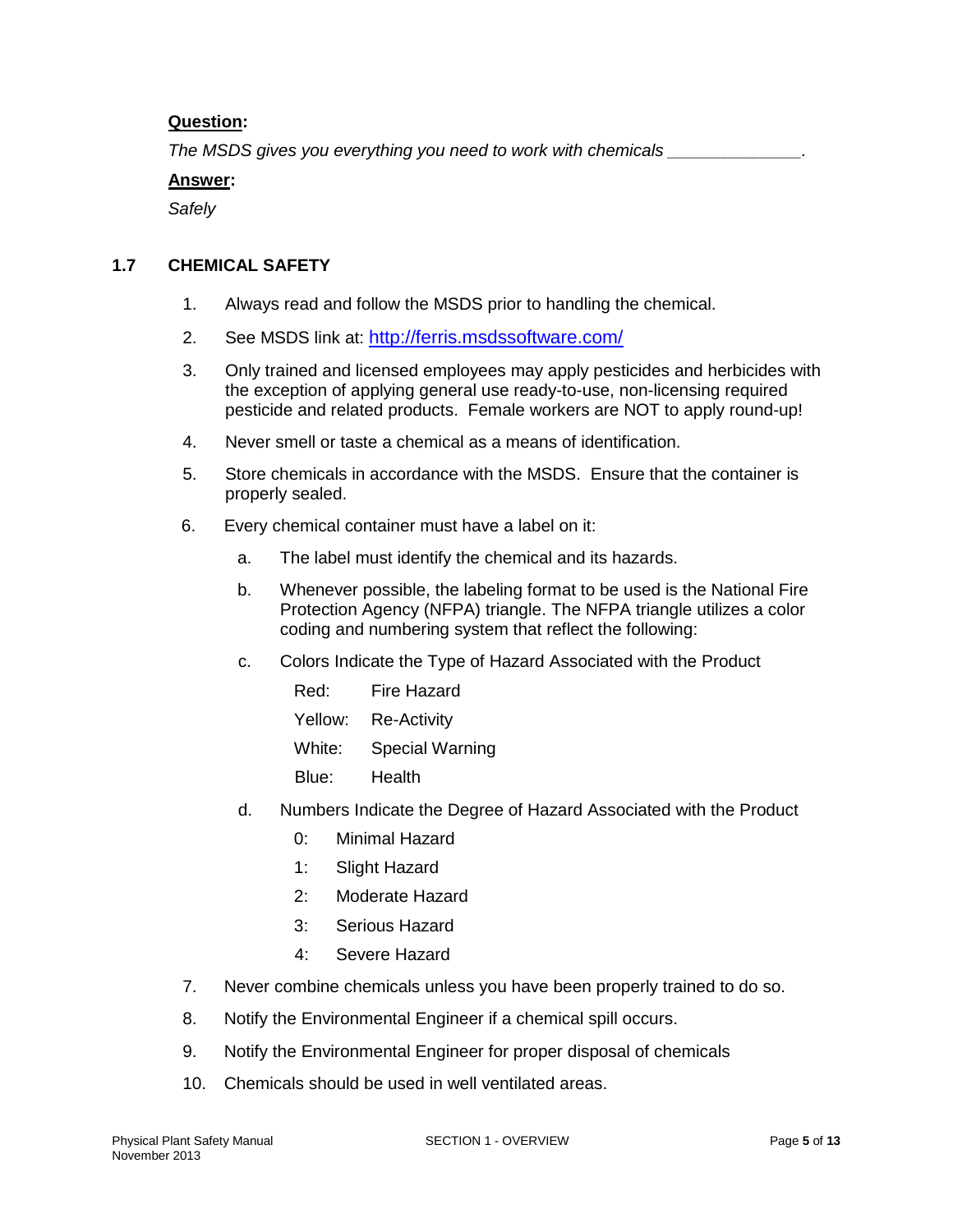**Question:**

*The MSDS gives you everything you need to work with chemicals \_\_\_\_\_\_\_\_\_\_\_\_\_\_.*

**Answer:**

*Safely*

## 1.7 CHEMICAL SAFETY

1. Always read and follow the MSDS prior to handling the chemical.
2. See MSDS link at: [http://ferris.msdssoftware.com/](http://ferris.msdssoftware.com/)
3. Only trained and licensed employees may apply pesticides and herbicides with the exception of applying general use ready-to-use, non-licensing required pesticide and related products. Female workers are NOT to apply round-up!
4. Never smell or taste a chemical as a means of identification.
5. Store chemicals in accordance with the MSDS. Ensure that the container is properly sealed.
6. Every chemical container must have a label on it:
   a. The label must identify the chemical and its hazards.
   b. Whenever possible, the labeling format to be used is the National Fire Protection Agency (NFPA) triangle. The NFPA triangle utilizes a color coding and numbering system that reflect the following:
   c. Colors Indicate the Type of Hazard Associated with the Product
      - Red: Fire Hazard
      - Yellow: Re-Activity
      - White: Special Warning
      - Blue: Health
   d. Numbers Indicate the Degree of Hazard Associated with the Product
      - 0: Minimal Hazard
      - 1: Slight Hazard
      - 2: Moderate Hazard
      - 3: Serious Hazard
      - 4: Severe Hazard
7. Never combine chemicals unless you have been properly trained to do so.
8. Notify the Environmental Engineer if a chemical spill occurs.
9. Notify the Environmental Engineer for proper disposal of chemicals
10. Chemicals should be used in well ventilated areas.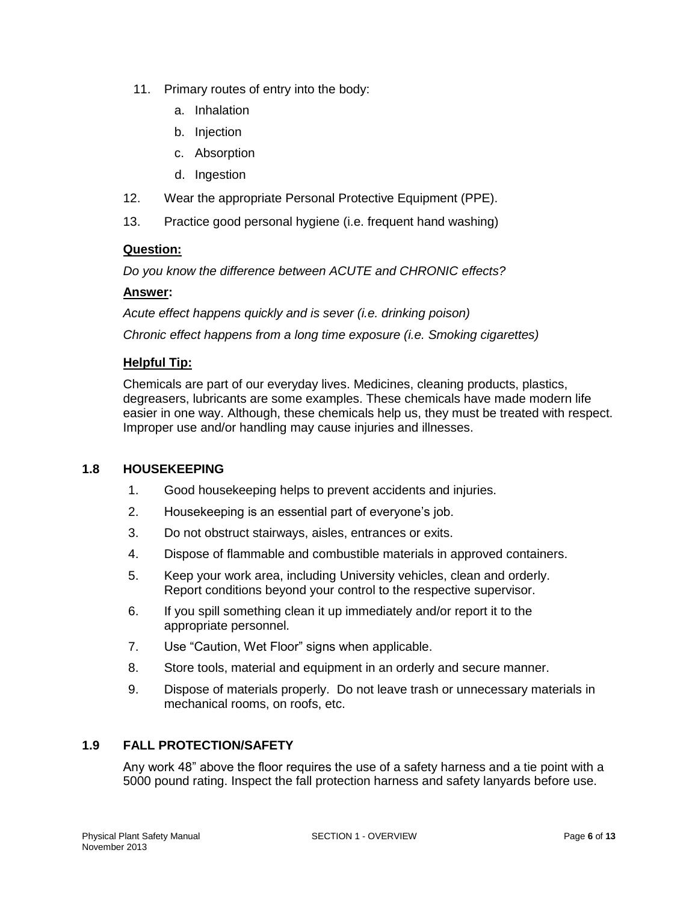11. Primary routes of entry into the body:
    a. Inhalation
    b. Injection
    c. Absorption
    d. Ingestion
12. Wear the appropriate Personal Protective Equipment (PPE).
13. Practice good personal hygiene (i.e. frequent hand washing)

**Question:**

*Do you know the difference between ACUTE and CHRONIC effects?*

**Answer:**

*Acute effect happens quickly and is sever (i.e. drinking poison)*

*Chronic effect happens from a long time exposure (i.e. Smoking cigarettes)*

**Helpful Tip:**

Chemicals are part of our everyday lives. Medicines, cleaning products, plastics, degreasers, lubricants are some examples. These chemicals have made modern life easier in one way. Although, these chemicals help us, they must be treated with respect. Improper use and/or handling may cause injuries and illnesses.

## 1.8 HOUSEKEEPING

1. Good housekeeping helps to prevent accidents and injuries.
2. Housekeeping is an essential part of everyone's job.
3. Do not obstruct stairways, aisles, entrances or exits.
4. Dispose of flammable and combustible materials in approved containers.
5. Keep your work area, including University vehicles, clean and orderly. Report conditions beyond your control to the respective supervisor.
6. If you spill something clean it up immediately and/or report it to the appropriate personnel.
7. Use "Caution, Wet Floor" signs when applicable.
8. Store tools, material and equipment in an orderly and secure manner.
9. Dispose of materials properly. Do not leave trash or unnecessary materials in mechanical rooms, on roofs, etc.

## 1.9 FALL PROTECTION/SAFETY

Any work 48" above the floor requires the use of a safety harness and a tie point with a 5000 pound rating. Inspect the fall protection harness and safety lanyards before use.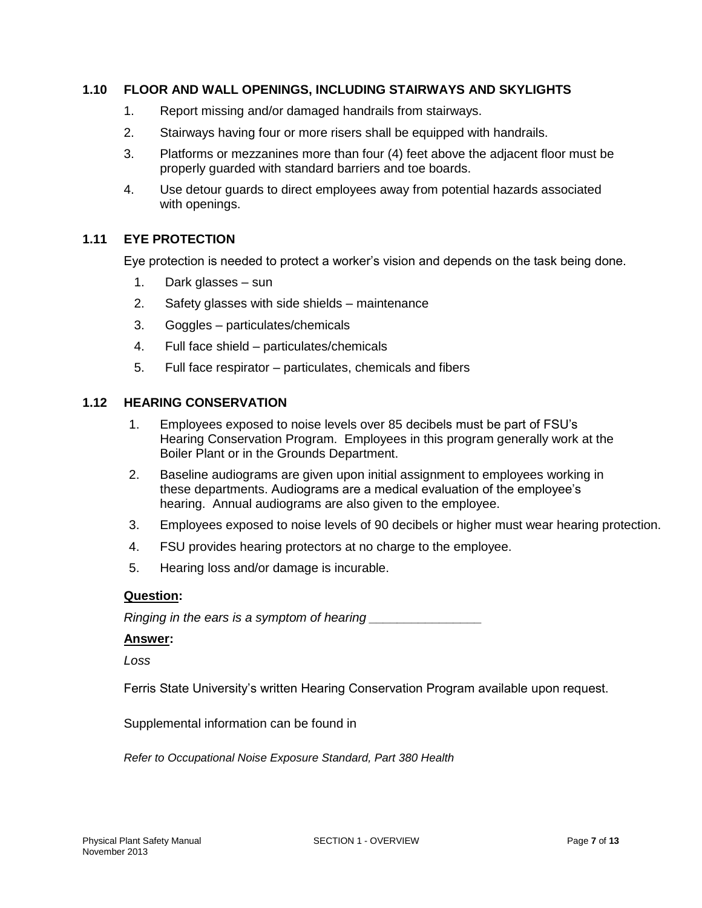### 1.10 FLOOR AND WALL OPENINGS, INCLUDING STAIRWAYS AND SKYLIGHTS

1. Report missing and/or damaged handrails from stairways.
2. Stairways having four or more risers shall be equipped with handrails.
3. Platforms or mezzanines more than four (4) feet above the adjacent floor must be properly guarded with standard barriers and toe boards.
4. Use detour guards to direct employees away from potential hazards associated with openings.

### 1.11 EYE PROTECTION

Eye protection is needed to protect a worker's vision and depends on the task being done.

1. Dark glasses – sun
2. Safety glasses with side shields – maintenance
3. Goggles – particulates/chemicals
4. Full face shield – particulates/chemicals
5. Full face respirator – particulates, chemicals and fibers

### 1.12 HEARING CONSERVATION

1. Employees exposed to noise levels over 85 decibels must be part of FSU's Hearing Conservation Program. Employees in this program generally work at the Boiler Plant or in the Grounds Department.
2. Baseline audiograms are given upon initial assignment to employees working in these departments. Audiograms are a medical evaluation of the employee's hearing. Annual audiograms are also given to the employee.
3. Employees exposed to noise levels of 90 decibels or higher must wear hearing protection.
4. FSU provides hearing protectors at no charge to the employee.
5. Hearing loss and/or damage is incurable.

**Question:**

*Ringing in the ears is a symptom of hearing ________________*

**Answer:**

*Loss*

Ferris State University's written Hearing Conservation Program available upon request.

Supplemental information can be found in

*Refer to Occupational Noise Exposure Standard, Part 380 Health*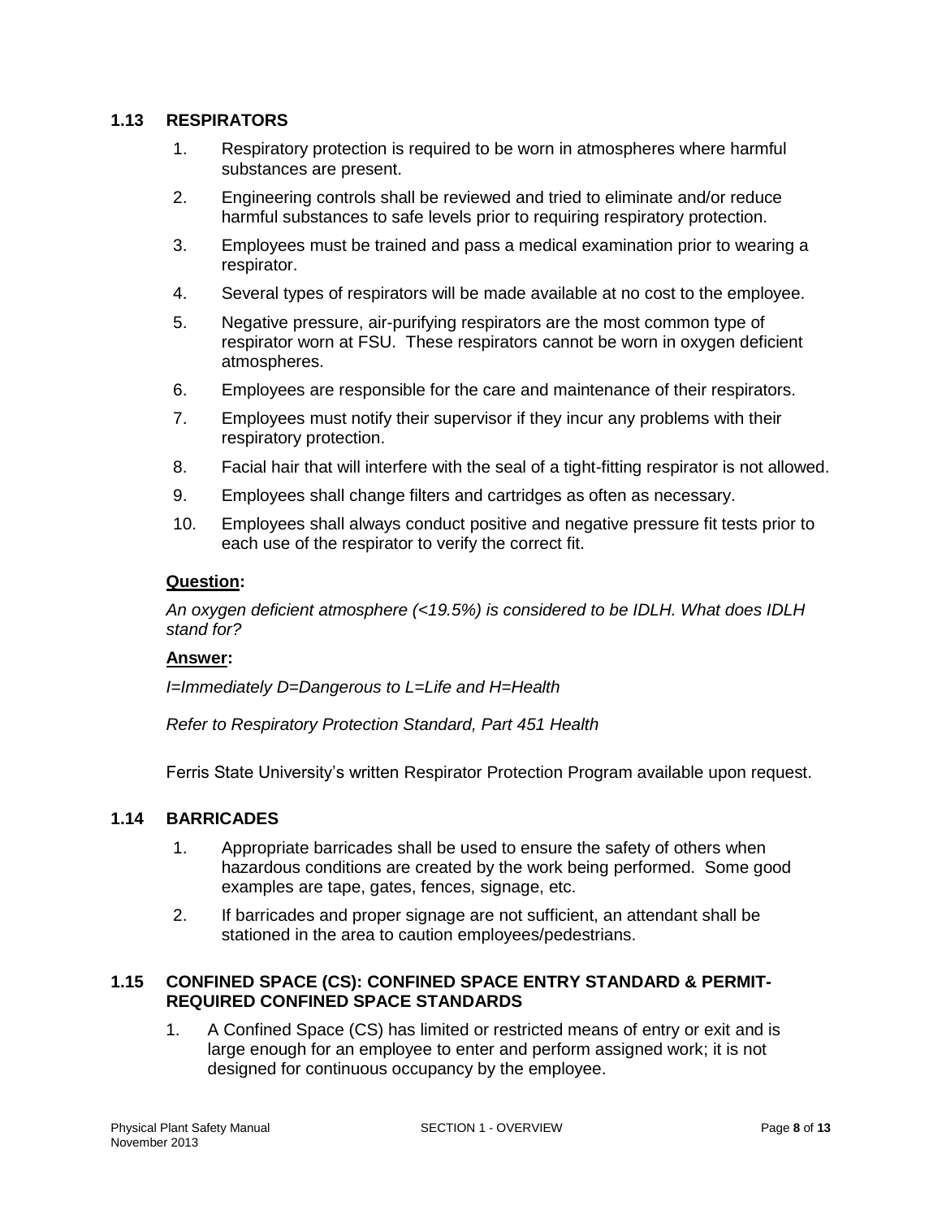## 1.13 RESPIRATORS

1. Respiratory protection is required to be worn in atmospheres where harmful substances are present.
2. Engineering controls shall be reviewed and tried to eliminate and/or reduce harmful substances to safe levels prior to requiring respiratory protection.
3. Employees must be trained and pass a medical examination prior to wearing a respirator.
4. Several types of respirators will be made available at no cost to the employee.
5. Negative pressure, air-purifying respirators are the most common type of respirator worn at FSU. These respirators cannot be worn in oxygen deficient atmospheres.
6. Employees are responsible for the care and maintenance of their respirators.
7. Employees must notify their supervisor if they incur any problems with their respiratory protection.
8. Facial hair that will interfere with the seal of a tight-fitting respirator is not allowed.
9. Employees shall change filters and cartridges as often as necessary.
10. Employees shall always conduct positive and negative pressure fit tests prior to each use of the respirator to verify the correct fit.

**<u>Question</u>:**

*An oxygen deficient atmosphere (<19.5%) is considered to be IDLH. What does IDLH stand for?*

**<u>Answer</u>:**

*I=Immediately D=Dangerous to L=Life and H=Health*

*Refer to Respiratory Protection Standard, Part 451 Health*

Ferris State University's written Respirator Protection Program available upon request.

## 1.14 BARRICADES

1. Appropriate barricades shall be used to ensure the safety of others when hazardous conditions are created by the work being performed. Some good examples are tape, gates, fences, signage, etc.
2. If barricades and proper signage are not sufficient, an attendant shall be stationed in the area to caution employees/pedestrians.

## 1.15 CONFINED SPACE (CS): CONFINED SPACE ENTRY STANDARD & PERMIT-REQUIRED CONFINED SPACE STANDARDS

1. A Confined Space (CS) has limited or restricted means of entry or exit and is large enough for an employee to enter and perform assigned work; it is not designed for continuous occupancy by the employee.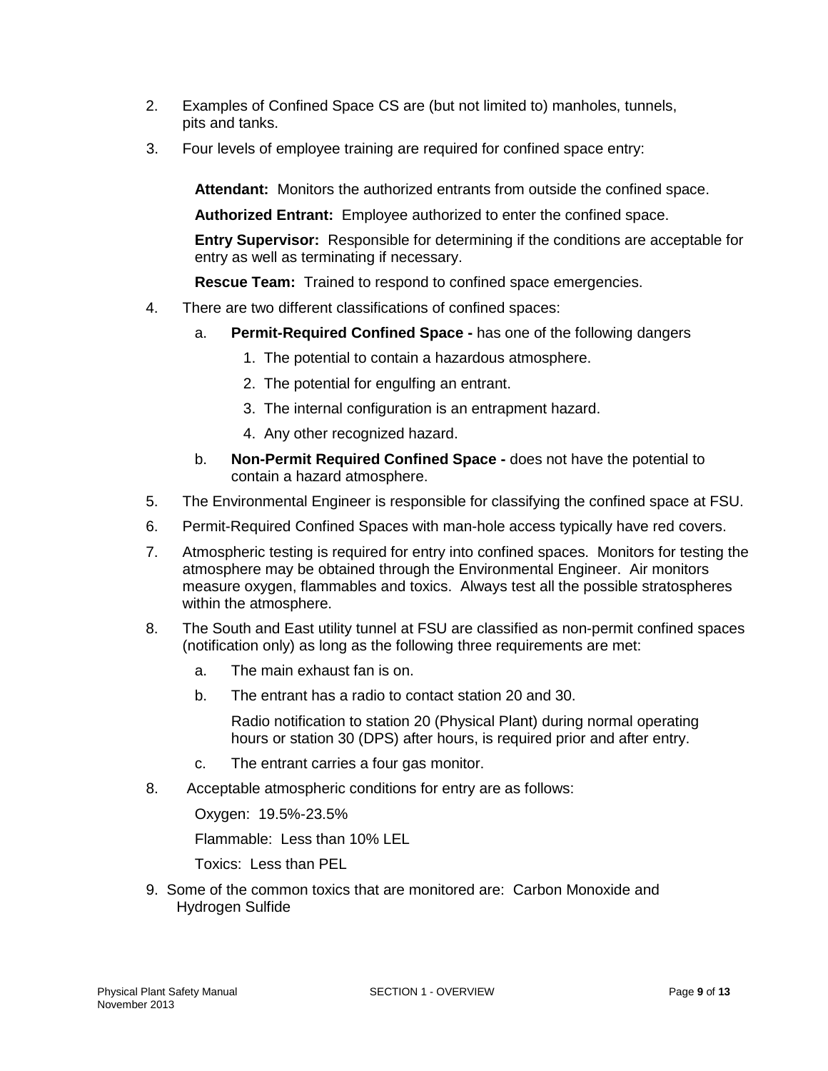2. Examples of Confined Space CS are (but not limited to) manholes, tunnels, pits and tanks.

3. Four levels of employee training are required for confined space entry:

   **Attendant:** Monitors the authorized entrants from outside the confined space.

   **Authorized Entrant:** Employee authorized to enter the confined space.

   **Entry Supervisor:** Responsible for determining if the conditions are acceptable for entry as well as terminating if necessary.

   **Rescue Team:** Trained to respond to confined space emergencies.

4. There are two different classifications of confined spaces:

   a. **Permit-Required Confined Space -** has one of the following dangers

      1. The potential to contain a hazardous atmosphere.
      2. The potential for engulfing an entrant.
      3. The internal configuration is an entrapment hazard.
      4. Any other recognized hazard.

   b. **Non-Permit Required Confined Space -** does not have the potential to contain a hazard atmosphere.

5. The Environmental Engineer is responsible for classifying the confined space at FSU.

6. Permit-Required Confined Spaces with man-hole access typically have red covers.

7. Atmospheric testing is required for entry into confined spaces. Monitors for testing the atmosphere may be obtained through the Environmental Engineer. Air monitors measure oxygen, flammables and toxics. Always test all the possible stratospheres within the atmosphere.

8. The South and East utility tunnel at FSU are classified as non-permit confined spaces (notification only) as long as the following three requirements are met:

   a. The main exhaust fan is on.

   b. The entrant has a radio to contact station 20 and 30.

      Radio notification to station 20 (Physical Plant) during normal operating hours or station 30 (DPS) after hours, is required prior and after entry.

   c. The entrant carries a four gas monitor.

8. Acceptable atmospheric conditions for entry are as follows:

   Oxygen: 19.5%-23.5%

   Flammable: Less than 10% LEL

   Toxics: Less than PEL

9. Some of the common toxics that are monitored are: Carbon Monoxide and Hydrogen Sulfide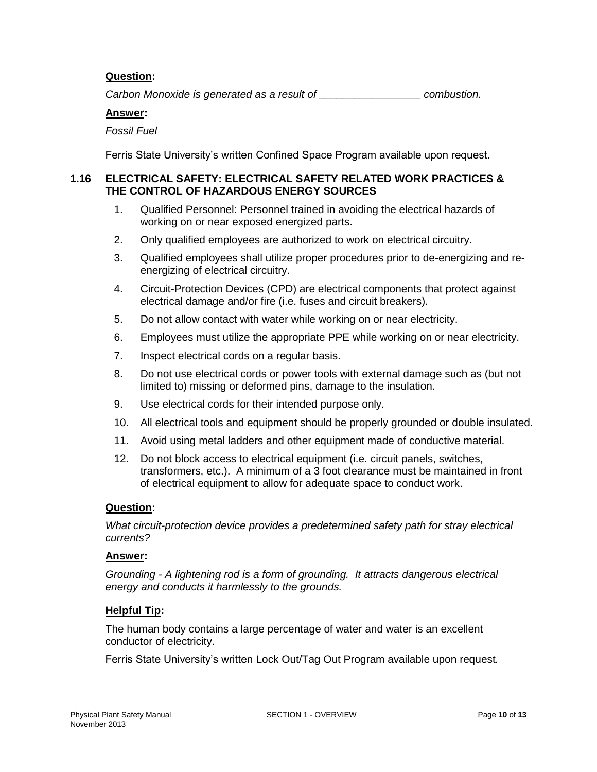**Question:**

*Carbon Monoxide is generated as a result of ________________ combustion.*

**Answer:**

*Fossil Fuel*

Ferris State University's written Confined Space Program available upon request.

### 1.16 ELECTRICAL SAFETY: ELECTRICAL SAFETY RELATED WORK PRACTICES & THE CONTROL OF HAZARDOUS ENERGY SOURCES

1. Qualified Personnel: Personnel trained in avoiding the electrical hazards of working on or near exposed energized parts.
2. Only qualified employees are authorized to work on electrical circuitry.
3. Qualified employees shall utilize proper procedures prior to de-energizing and re-energizing of electrical circuitry.
4. Circuit-Protection Devices (CPD) are electrical components that protect against electrical damage and/or fire (i.e. fuses and circuit breakers).
5. Do not allow contact with water while working on or near electricity.
6. Employees must utilize the appropriate PPE while working on or near electricity.
7. Inspect electrical cords on a regular basis.
8. Do not use electrical cords or power tools with external damage such as (but not limited to) missing or deformed pins, damage to the insulation.
9. Use electrical cords for their intended purpose only.
10. All electrical tools and equipment should be properly grounded or double insulated.
11. Avoid using metal ladders and other equipment made of conductive material.
12. Do not block access to electrical equipment (i.e. circuit panels, switches, transformers, etc.). A minimum of a 3 foot clearance must be maintained in front of electrical equipment to allow for adequate space to conduct work.

**Question:**

*What circuit-protection device provides a predetermined safety path for stray electrical currents?*

**Answer:**

*Grounding - A lightening rod is a form of grounding. It attracts dangerous electrical energy and conducts it harmlessly to the grounds.*

**Helpful Tip:**

The human body contains a large percentage of water and water is an excellent conductor of electricity.

Ferris State University's written Lock Out/Tag Out Program available upon request.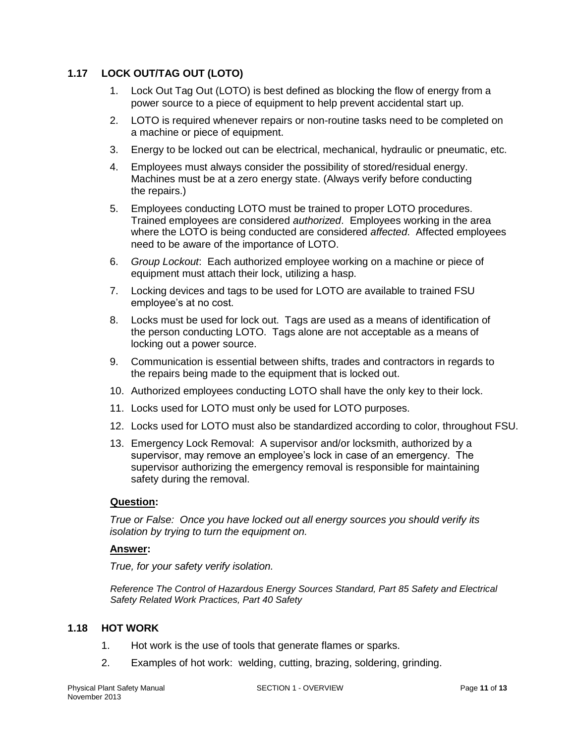## 1.17 LOCK OUT/TAG OUT (LOTO)

1. Lock Out Tag Out (LOTO) is best defined as blocking the flow of energy from a power source to a piece of equipment to help prevent accidental start up.
2. LOTO is required whenever repairs or non-routine tasks need to be completed on a machine or piece of equipment.
3. Energy to be locked out can be electrical, mechanical, hydraulic or pneumatic, etc.
4. Employees must always consider the possibility of stored/residual energy. Machines must be at a zero energy state. (Always verify before conducting the repairs.)
5. Employees conducting LOTO must be trained to proper LOTO procedures. Trained employees are considered *authorized*. Employees working in the area where the LOTO is being conducted are considered *affected*. Affected employees need to be aware of the importance of LOTO.
6. *Group Lockout*: Each authorized employee working on a machine or piece of equipment must attach their lock, utilizing a hasp.
7. Locking devices and tags to be used for LOTO are available to trained FSU employee's at no cost.
8. Locks must be used for lock out. Tags are used as a means of identification of the person conducting LOTO. Tags alone are not acceptable as a means of locking out a power source.
9. Communication is essential between shifts, trades and contractors in regards to the repairs being made to the equipment that is locked out.
10. Authorized employees conducting LOTO shall have the only key to their lock.
11. Locks used for LOTO must only be used for LOTO purposes.
12. Locks used for LOTO must also be standardized according to color, throughout FSU.
13. Emergency Lock Removal: A supervisor and/or locksmith, authorized by a supervisor, may remove an employee's lock in case of an emergency. The supervisor authorizing the emergency removal is responsible for maintaining safety during the removal.

**<u>Question</u>:**

*True or False: Once you have locked out all energy sources you should verify its isolation by trying to turn the equipment on.*

**<u>Answer</u>:**

*True, for your safety verify isolation.*

*Reference The Control of Hazardous Energy Sources Standard, Part 85 Safety and Electrical Safety Related Work Practices, Part 40 Safety*

## 1.18 HOT WORK

1. Hot work is the use of tools that generate flames or sparks.
2. Examples of hot work: welding, cutting, brazing, soldering, grinding.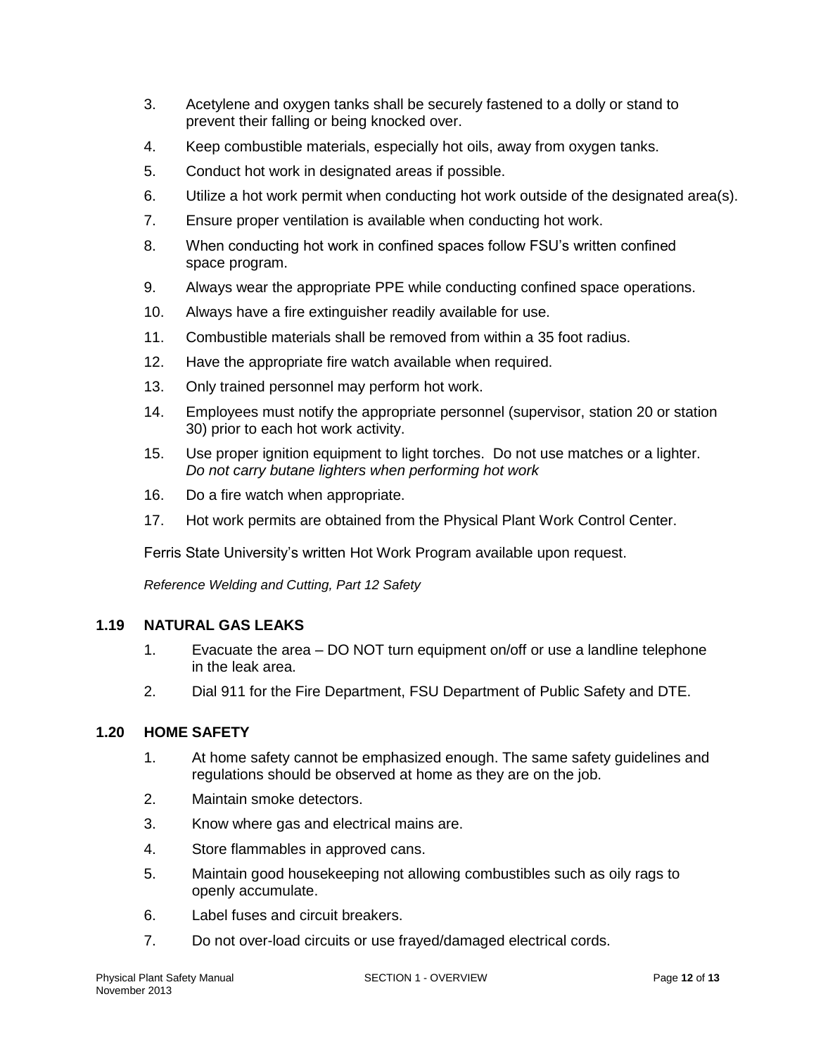3. Acetylene and oxygen tanks shall be securely fastened to a dolly or stand to prevent their falling or being knocked over.
4. Keep combustible materials, especially hot oils, away from oxygen tanks.
5. Conduct hot work in designated areas if possible.
6. Utilize a hot work permit when conducting hot work outside of the designated area(s).
7. Ensure proper ventilation is available when conducting hot work.
8. When conducting hot work in confined spaces follow FSU's written confined space program.
9. Always wear the appropriate PPE while conducting confined space operations.
10. Always have a fire extinguisher readily available for use.
11. Combustible materials shall be removed from within a 35 foot radius.
12. Have the appropriate fire watch available when required.
13. Only trained personnel may perform hot work.
14. Employees must notify the appropriate personnel (supervisor, station 20 or station 30) prior to each hot work activity.
15. Use proper ignition equipment to light torches. Do not use matches or a lighter. *Do not carry butane lighters when performing hot work*
16. Do a fire watch when appropriate.
17. Hot work permits are obtained from the Physical Plant Work Control Center.

Ferris State University's written Hot Work Program available upon request.

*Reference Welding and Cutting, Part 12 Safety*

### 1.19 NATURAL GAS LEAKS

1. Evacuate the area – DO NOT turn equipment on/off or use a landline telephone in the leak area.
2. Dial 911 for the Fire Department, FSU Department of Public Safety and DTE.

### 1.20 HOME SAFETY

1. At home safety cannot be emphasized enough. The same safety guidelines and regulations should be observed at home as they are on the job.
2. Maintain smoke detectors.
3. Know where gas and electrical mains are.
4. Store flammables in approved cans.
5. Maintain good housekeeping not allowing combustibles such as oily rags to openly accumulate.
6. Label fuses and circuit breakers.
7. Do not over-load circuits or use frayed/damaged electrical cords.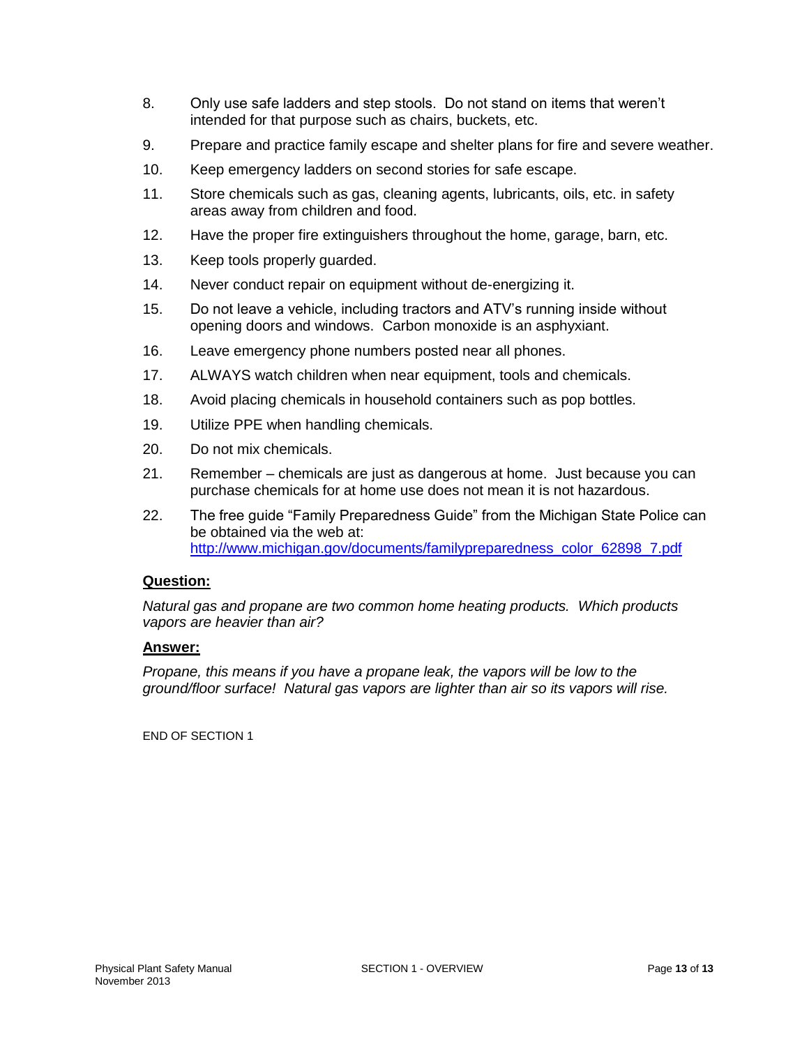8. Only use safe ladders and step stools. Do not stand on items that weren't intended for that purpose such as chairs, buckets, etc.
9. Prepare and practice family escape and shelter plans for fire and severe weather.
10. Keep emergency ladders on second stories for safe escape.
11. Store chemicals such as gas, cleaning agents, lubricants, oils, etc. in safety areas away from children and food.
12. Have the proper fire extinguishers throughout the home, garage, barn, etc.
13. Keep tools properly guarded.
14. Never conduct repair on equipment without de-energizing it.
15. Do not leave a vehicle, including tractors and ATV's running inside without opening doors and windows. Carbon monoxide is an asphyxiant.
16. Leave emergency phone numbers posted near all phones.
17. ALWAYS watch children when near equipment, tools and chemicals.
18. Avoid placing chemicals in household containers such as pop bottles.
19. Utilize PPE when handling chemicals.
20. Do not mix chemicals.
21. Remember – chemicals are just as dangerous at home. Just because you can purchase chemicals for at home use does not mean it is not hazardous.
22. The free guide "Family Preparedness Guide" from the Michigan State Police can be obtained via the web at: [http://www.michigan.gov/documents/familypreparedness_color_62898_7.pdf](http://www.michigan.gov/documents/familypreparedness_color_62898_7.pdf)

**Question:**

*Natural gas and propane are two common home heating products. Which products vapors are heavier than air?*

**Answer:**

*Propane, this means if you have a propane leak, the vapors will be low to the ground/floor surface! Natural gas vapors are lighter than air so its vapors will rise.*

END OF SECTION 1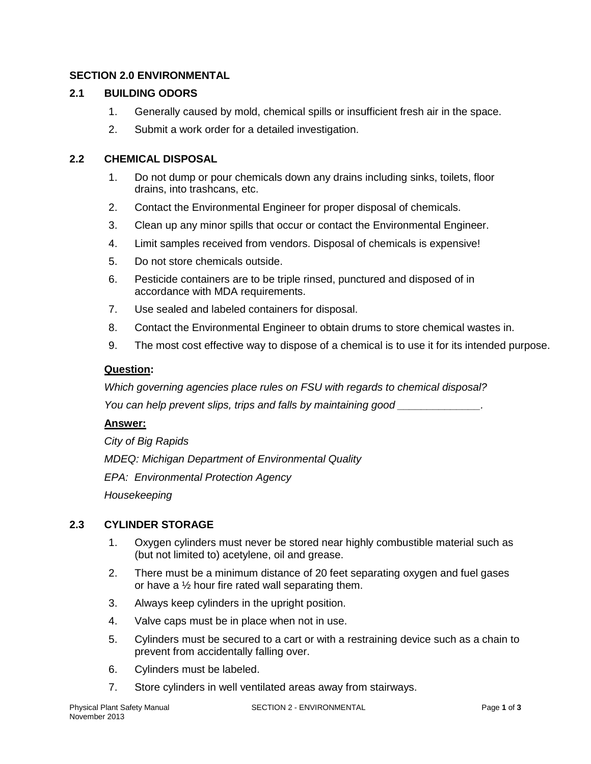# SECTION 2.0 ENVIRONMENTAL

## 2.1 BUILDING ODORS

1. Generally caused by mold, chemical spills or insufficient fresh air in the space.
2. Submit a work order for a detailed investigation.

## 2.2 CHEMICAL DISPOSAL

1. Do not dump or pour chemicals down any drains including sinks, toilets, floor drains, into trashcans, etc.
2. Contact the Environmental Engineer for proper disposal of chemicals.
3. Clean up any minor spills that occur or contact the Environmental Engineer.
4. Limit samples received from vendors. Disposal of chemicals is expensive!
5. Do not store chemicals outside.
6. Pesticide containers are to be triple rinsed, punctured and disposed of in accordance with MDA requirements.
7. Use sealed and labeled containers for disposal.
8. Contact the Environmental Engineer to obtain drums to store chemical wastes in.
9. The most cost effective way to dispose of a chemical is to use it for its intended purpose.

**<u>Question</u>:**

*Which governing agencies place rules on FSU with regards to chemical disposal?*

*You can help prevent slips, trips and falls by maintaining good ______________.*

**<u>Answer:</u>**

*City of Big Rapids*

*MDEQ: Michigan Department of Environmental Quality*

*EPA: Environmental Protection Agency*

*Housekeeping*

## 2.3 CYLINDER STORAGE

1. Oxygen cylinders must never be stored near highly combustible material such as (but not limited to) acetylene, oil and grease.
2. There must be a minimum distance of 20 feet separating oxygen and fuel gases or have a ½ hour fire rated wall separating them.
3. Always keep cylinders in the upright position.
4. Valve caps must be in place when not in use.
5. Cylinders must be secured to a cart or with a restraining device such as a chain to prevent from accidentally falling over.
6. Cylinders must be labeled.
7. Store cylinders in well ventilated areas away from stairways.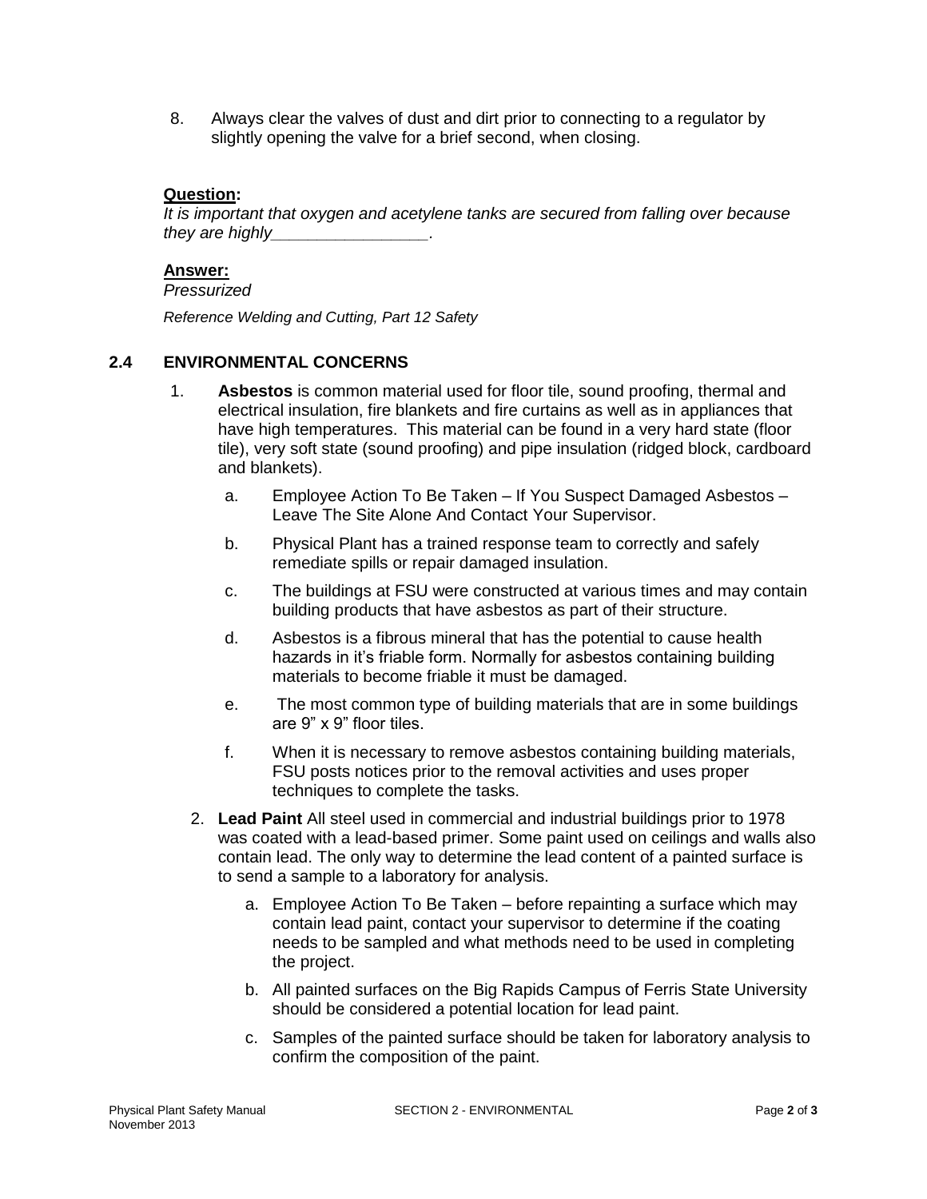8. Always clear the valves of dust and dirt prior to connecting to a regulator by slightly opening the valve for a brief second, when closing.

**Question:**
*It is important that oxygen and acetylene tanks are secured from falling over because they are highly_________________.*

**Answer:**
*Pressurized*

*Reference Welding and Cutting, Part 12 Safety*

## 2.4 ENVIRONMENTAL CONCERNS

1. **Asbestos** is common material used for floor tile, sound proofing, thermal and electrical insulation, fire blankets and fire curtains as well as in appliances that have high temperatures. This material can be found in a very hard state (floor tile), very soft state (sound proofing) and pipe insulation (ridged block, cardboard and blankets).
   a. Employee Action To Be Taken – If You Suspect Damaged Asbestos – Leave The Site Alone And Contact Your Supervisor.
   b. Physical Plant has a trained response team to correctly and safely remediate spills or repair damaged insulation.
   c. The buildings at FSU were constructed at various times and may contain building products that have asbestos as part of their structure.
   d. Asbestos is a fibrous mineral that has the potential to cause health hazards in it's friable form. Normally for asbestos containing building materials to become friable it must be damaged.
   e. The most common type of building materials that are in some buildings are 9" x 9" floor tiles.
   f. When it is necessary to remove asbestos containing building materials, FSU posts notices prior to the removal activities and uses proper techniques to complete the tasks.
2. **Lead Paint** All steel used in commercial and industrial buildings prior to 1978 was coated with a lead-based primer. Some paint used on ceilings and walls also contain lead. The only way to determine the lead content of a painted surface is to send a sample to a laboratory for analysis.
   a. Employee Action To Be Taken – before repainting a surface which may contain lead paint, contact your supervisor to determine if the coating needs to be sampled and what methods need to be used in completing the project.
   b. All painted surfaces on the Big Rapids Campus of Ferris State University should be considered a potential location for lead paint.
   c. Samples of the painted surface should be taken for laboratory analysis to confirm the composition of the paint.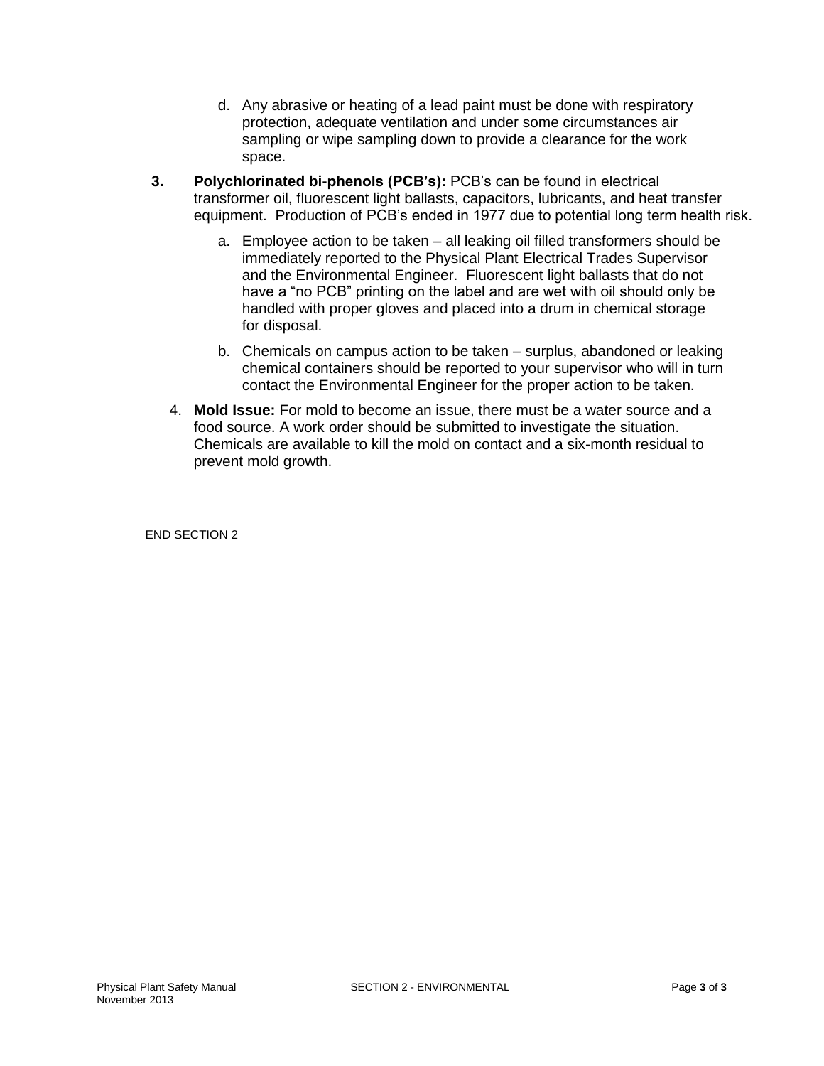d. Any abrasive or heating of a lead paint must be done with respiratory protection, adequate ventilation and under some circumstances air sampling or wipe sampling down to provide a clearance for the work space.

3. **Polychlorinated bi-phenols (PCB's):** PCB's can be found in electrical transformer oil, fluorescent light ballasts, capacitors, lubricants, and heat transfer equipment. Production of PCB's ended in 1977 due to potential long term health risk.

   a. Employee action to be taken – all leaking oil filled transformers should be immediately reported to the Physical Plant Electrical Trades Supervisor and the Environmental Engineer. Fluorescent light ballasts that do not have a "no PCB" printing on the label and are wet with oil should only be handled with proper gloves and placed into a drum in chemical storage for disposal.

   b. Chemicals on campus action to be taken – surplus, abandoned or leaking chemical containers should be reported to your supervisor who will in turn contact the Environmental Engineer for the proper action to be taken.

4. **Mold Issue:** For mold to become an issue, there must be a water source and a food source. A work order should be submitted to investigate the situation. Chemicals are available to kill the mold on contact and a six-month residual to prevent mold growth.

END SECTION 2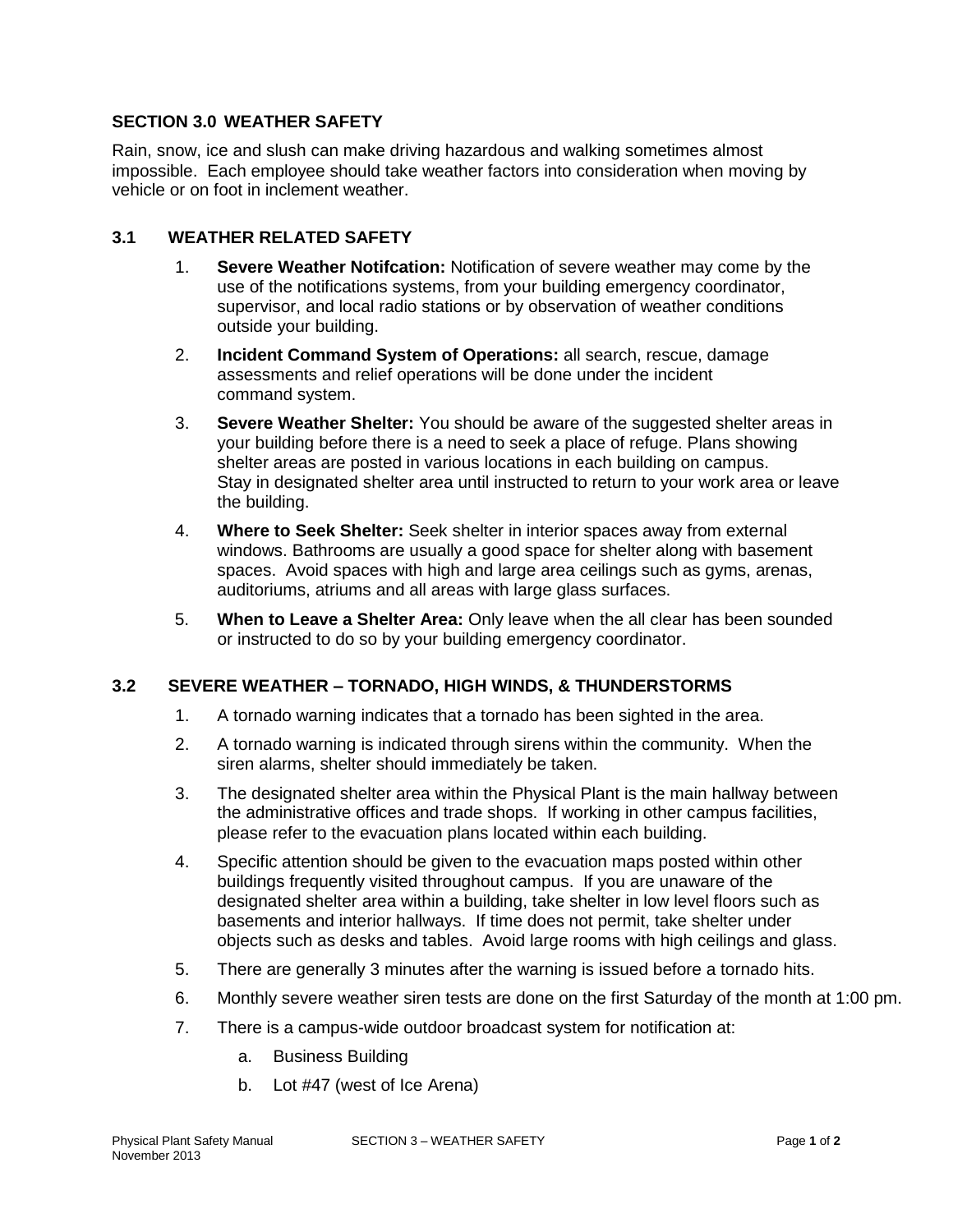## SECTION 3.0 WEATHER SAFETY

Rain, snow, ice and slush can make driving hazardous and walking sometimes almost impossible. Each employee should take weather factors into consideration when moving by vehicle or on foot in inclement weather.

### 3.1 WEATHER RELATED SAFETY

1. **Severe Weather Notifcation:** Notification of severe weather may come by the use of the notifications systems, from your building emergency coordinator, supervisor, and local radio stations or by observation of weather conditions outside your building.
2. **Incident Command System of Operations:** all search, rescue, damage assessments and relief operations will be done under the incident command system.
3. **Severe Weather Shelter:** You should be aware of the suggested shelter areas in your building before there is a need to seek a place of refuge. Plans showing shelter areas are posted in various locations in each building on campus. Stay in designated shelter area until instructed to return to your work area or leave the building.
4. **Where to Seek Shelter:** Seek shelter in interior spaces away from external windows. Bathrooms are usually a good space for shelter along with basement spaces. Avoid spaces with high and large area ceilings such as gyms, arenas, auditoriums, atriums and all areas with large glass surfaces.
5. **When to Leave a Shelter Area:** Only leave when the all clear has been sounded or instructed to do so by your building emergency coordinator.

### 3.2 SEVERE WEATHER – TORNADO, HIGH WINDS, & THUNDERSTORMS

1. A tornado warning indicates that a tornado has been sighted in the area.
2. A tornado warning is indicated through sirens within the community. When the siren alarms, shelter should immediately be taken.
3. The designated shelter area within the Physical Plant is the main hallway between the administrative offices and trade shops. If working in other campus facilities, please refer to the evacuation plans located within each building.
4. Specific attention should be given to the evacuation maps posted within other buildings frequently visited throughout campus. If you are unaware of the designated shelter area within a building, take shelter in low level floors such as basements and interior hallways. If time does not permit, take shelter under objects such as desks and tables. Avoid large rooms with high ceilings and glass.
5. There are generally 3 minutes after the warning is issued before a tornado hits.
6. Monthly severe weather siren tests are done on the first Saturday of the month at 1:00 pm.
7. There is a campus-wide outdoor broadcast system for notification at:
   a. Business Building
   b. Lot #47 (west of Ice Arena)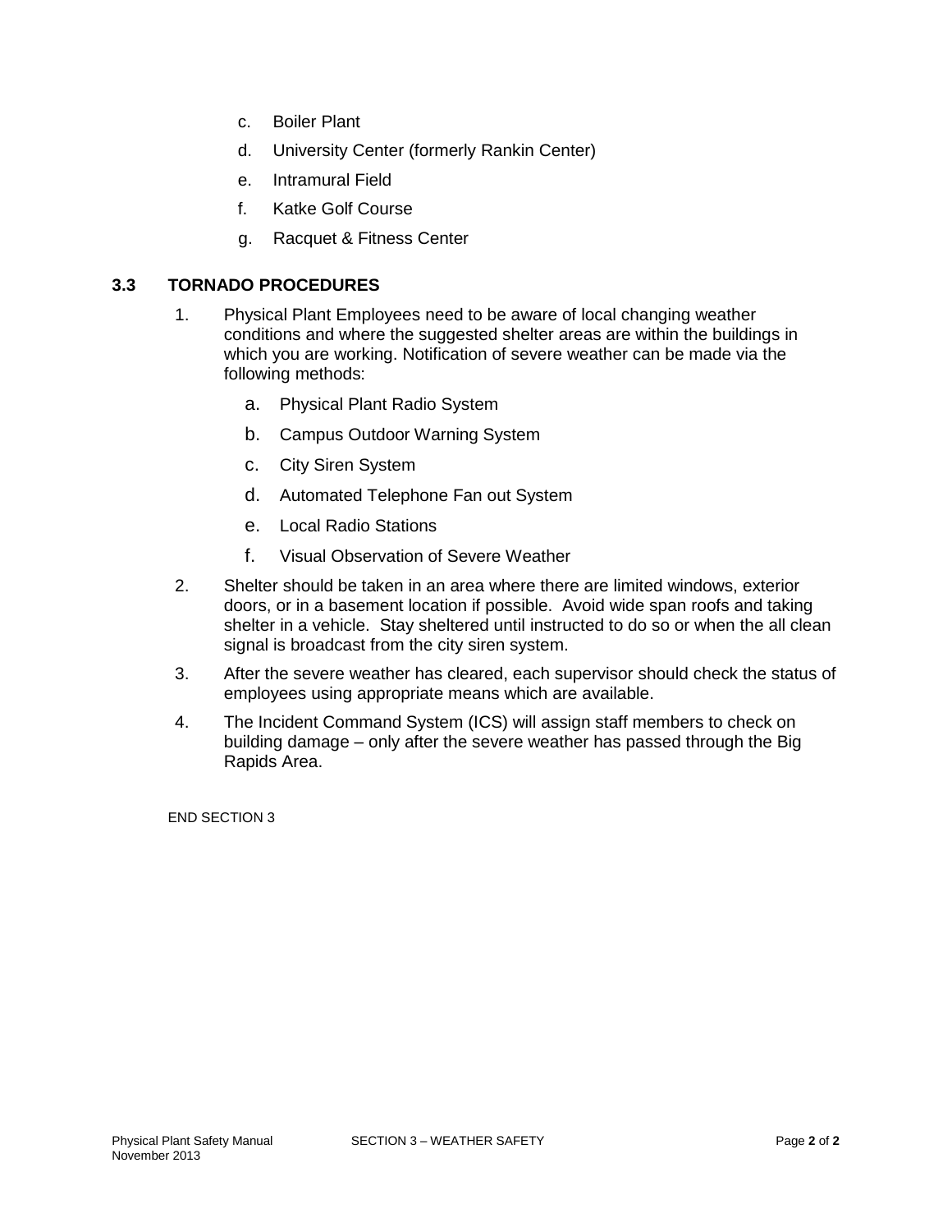c. Boiler Plant
d. University Center (formerly Rankin Center)
e. Intramural Field
f. Katke Golf Course
g. Racquet & Fitness Center

## 3.3 TORNADO PROCEDURES

1. Physical Plant Employees need to be aware of local changing weather conditions and where the suggested shelter areas are within the buildings in which you are working. Notification of severe weather can be made via the following methods:
   a. Physical Plant Radio System
   b. Campus Outdoor Warning System
   c. City Siren System
   d. Automated Telephone Fan out System
   e. Local Radio Stations
   f. Visual Observation of Severe Weather
2. Shelter should be taken in an area where there are limited windows, exterior doors, or in a basement location if possible. Avoid wide span roofs and taking shelter in a vehicle. Stay sheltered until instructed to do so or when the all clean signal is broadcast from the city siren system.
3. After the severe weather has cleared, each supervisor should check the status of employees using appropriate means which are available.
4. The Incident Command System (ICS) will assign staff members to check on building damage – only after the severe weather has passed through the Big Rapids Area.

END SECTION 3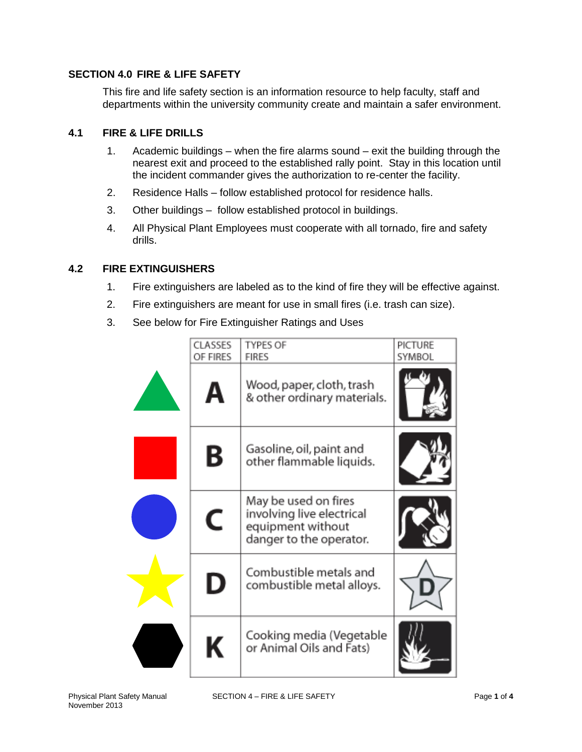## SECTION 4.0 FIRE & LIFE SAFETY

This fire and life safety section is an information resource to help faculty, staff and departments within the university community create and maintain a safer environment.

### 4.1 FIRE & LIFE DRILLS

1. Academic buildings – when the fire alarms sound – exit the building through the nearest exit and proceed to the established rally point. Stay in this location until the incident commander gives the authorization to re-center the facility.
2. Residence Halls – follow established protocol for residence halls.
3. Other buildings – follow established protocol in buildings.
4. All Physical Plant Employees must cooperate with all tornado, fire and safety drills.

### 4.2 FIRE EXTINGUISHERS

1. Fire extinguishers are labeled as to the kind of fire they will be effective against.
2. Fire extinguishers are meant for use in small fires (i.e. trash can size).
3. See below for Fire Extinguisher Ratings and Uses

| CLASSES OF FIRES | TYPES OF FIRES | PICTURE SYMBOL |
|---|---|---|
| A | Wood, paper, cloth, trash & other ordinary materials. | |
| B | Gasoline, oil, paint and other flammable liquids. | |
| C | May be used on fires involving live electrical equipment without danger to the operator. | |
| D | Combustible metals and combustible metal alloys. | D |
| K | Cooking media (Vegetable or Animal Oils and Fats) | |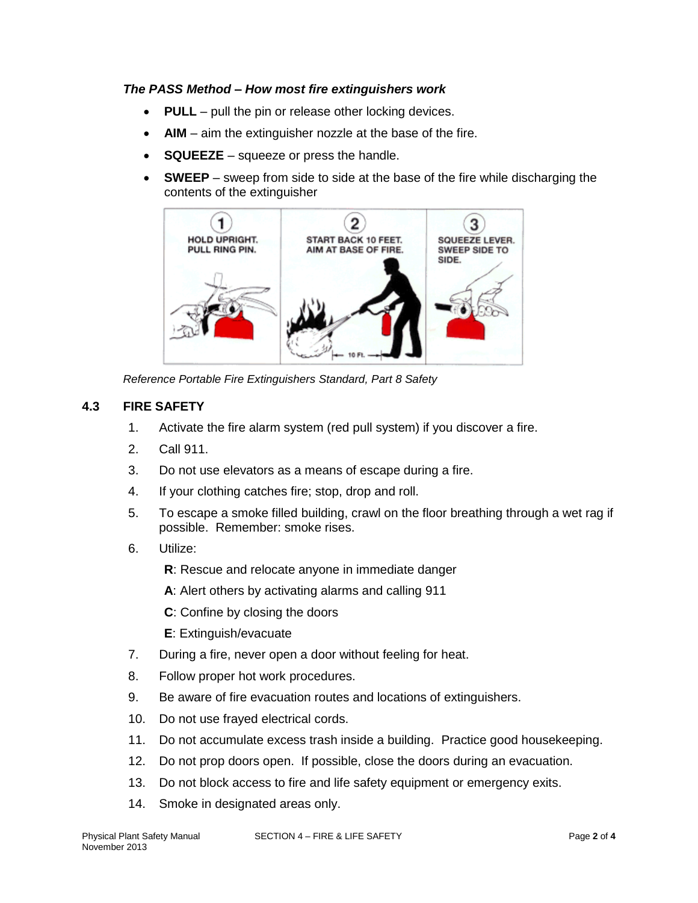***The PASS Method – How most fire extinguishers work***

- **PULL** – pull the pin or release other locking devices.
- **AIM** – aim the extinguisher nozzle at the base of the fire.
- **SQUEEZE** – squeeze or press the handle.
- **SWEEP** – sweep from side to side at the base of the fire while discharging the contents of the extinguisher

1 HOLD UPRIGHT. PULL RING PIN.

2 START BACK 10 FEET. AIM AT BASE OF FIRE.

3 SQUEEZE LEVER. SWEEP SIDE TO SIDE.

*Reference Portable Fire Extinguishers Standard, Part 8 Safety*

## 4.3 FIRE SAFETY

1. Activate the fire alarm system (red pull system) if you discover a fire.
2. Call 911.
3. Do not use elevators as a means of escape during a fire.
4. If your clothing catches fire; stop, drop and roll.
5. To escape a smoke filled building, crawl on the floor breathing through a wet rag if possible. Remember: smoke rises.
6. Utilize:

   **R**: Rescue and relocate anyone in immediate danger

   **A**: Alert others by activating alarms and calling 911

   **C**: Confine by closing the doors

   **E**: Extinguish/evacuate
7. During a fire, never open a door without feeling for heat.
8. Follow proper hot work procedures.
9. Be aware of fire evacuation routes and locations of extinguishers.
10. Do not use frayed electrical cords.
11. Do not accumulate excess trash inside a building. Practice good housekeeping.
12. Do not prop doors open. If possible, close the doors during an evacuation.
13. Do not block access to fire and life safety equipment or emergency exits.
14. Smoke in designated areas only.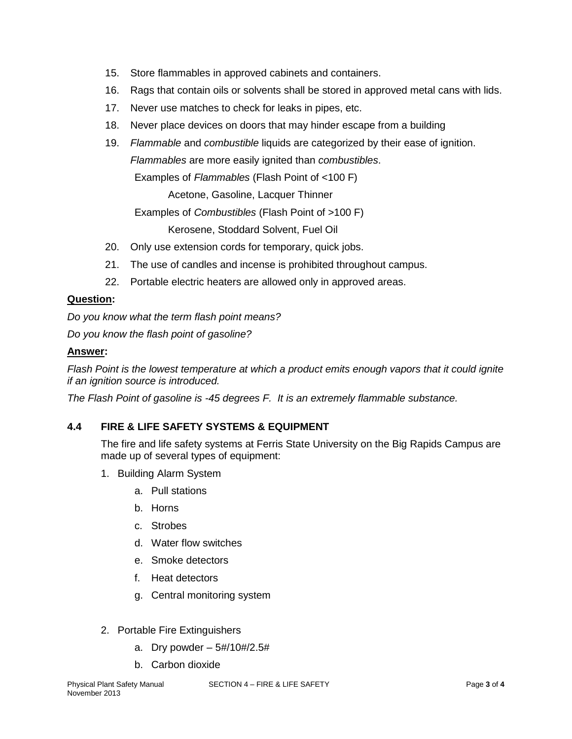15. Store flammables in approved cabinets and containers.
16. Rags that contain oils or solvents shall be stored in approved metal cans with lids.
17. Never use matches to check for leaks in pipes, etc.
18. Never place devices on doors that may hinder escape from a building
19. *Flammable* and *combustible* liquids are categorized by their ease of ignition. *Flammables* are more easily ignited than *combustibles*.

    Examples of *Flammables* (Flash Point of <100 F)

    Acetone, Gasoline, Lacquer Thinner

    Examples of *Combustibles* (Flash Point of >100 F)

    Kerosene, Stoddard Solvent, Fuel Oil
20. Only use extension cords for temporary, quick jobs.
21. The use of candles and incense is prohibited throughout campus.
22. Portable electric heaters are allowed only in approved areas.

**Question:**

*Do you know what the term flash point means?*

*Do you know the flash point of gasoline?*

**Answer:**

*Flash Point is the lowest temperature at which a product emits enough vapors that it could ignite if an ignition source is introduced.*

*The Flash Point of gasoline is -45 degrees F. It is an extremely flammable substance.*

### 4.4 FIRE & LIFE SAFETY SYSTEMS & EQUIPMENT

The fire and life safety systems at Ferris State University on the Big Rapids Campus are made up of several types of equipment:

1. Building Alarm System
    a. Pull stations
    b. Horns
    c. Strobes
    d. Water flow switches
    e. Smoke detectors
    f. Heat detectors
    g. Central monitoring system

2. Portable Fire Extinguishers
    a. Dry powder – 5#/10#/2.5#
    b. Carbon dioxide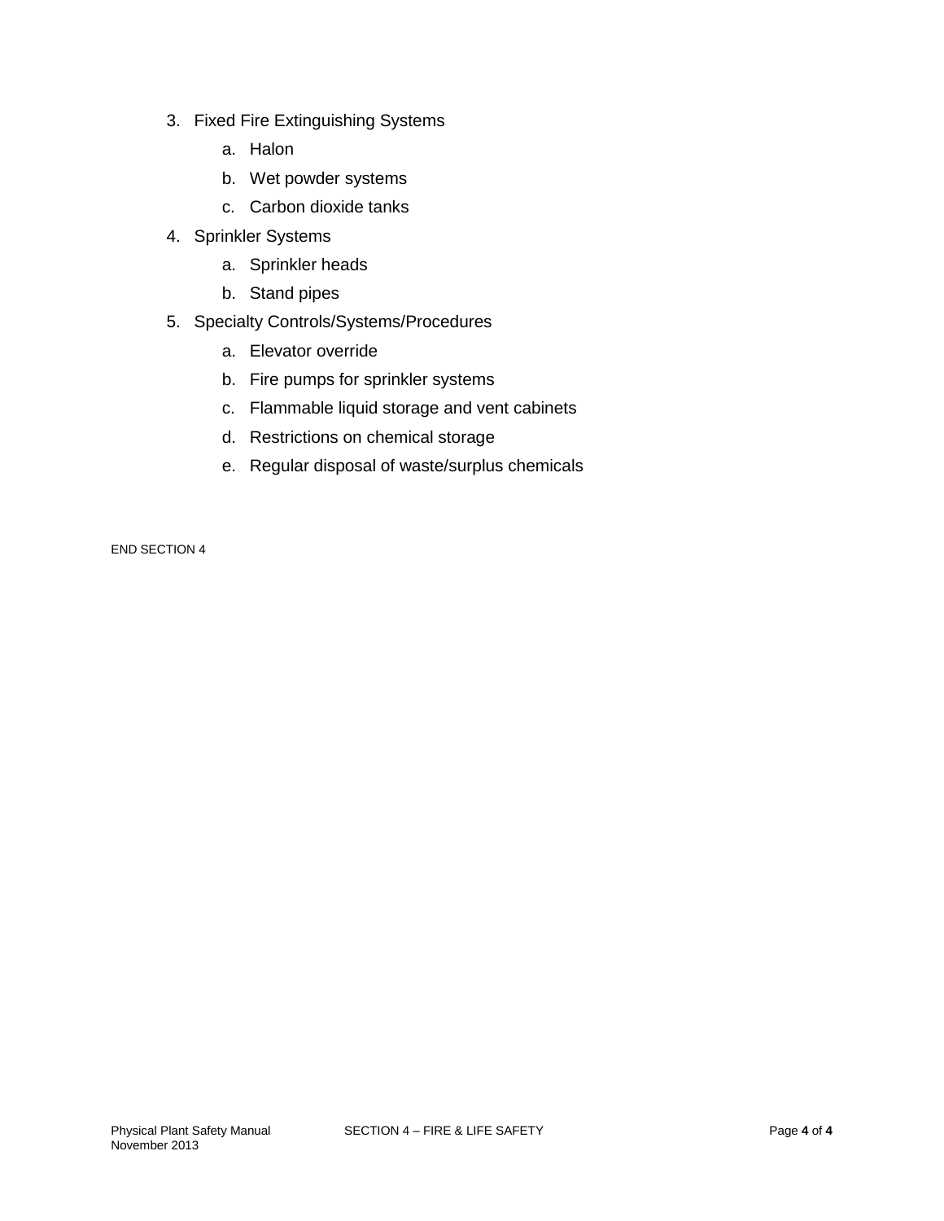3. Fixed Fire Extinguishing Systems
    a. Halon
    b. Wet powder systems
    c. Carbon dioxide tanks
4. Sprinkler Systems
    a. Sprinkler heads
    b. Stand pipes
5. Specialty Controls/Systems/Procedures
    a. Elevator override
    b. Fire pumps for sprinkler systems
    c. Flammable liquid storage and vent cabinets
    d. Restrictions on chemical storage
    e. Regular disposal of waste/surplus chemicals

END SECTION 4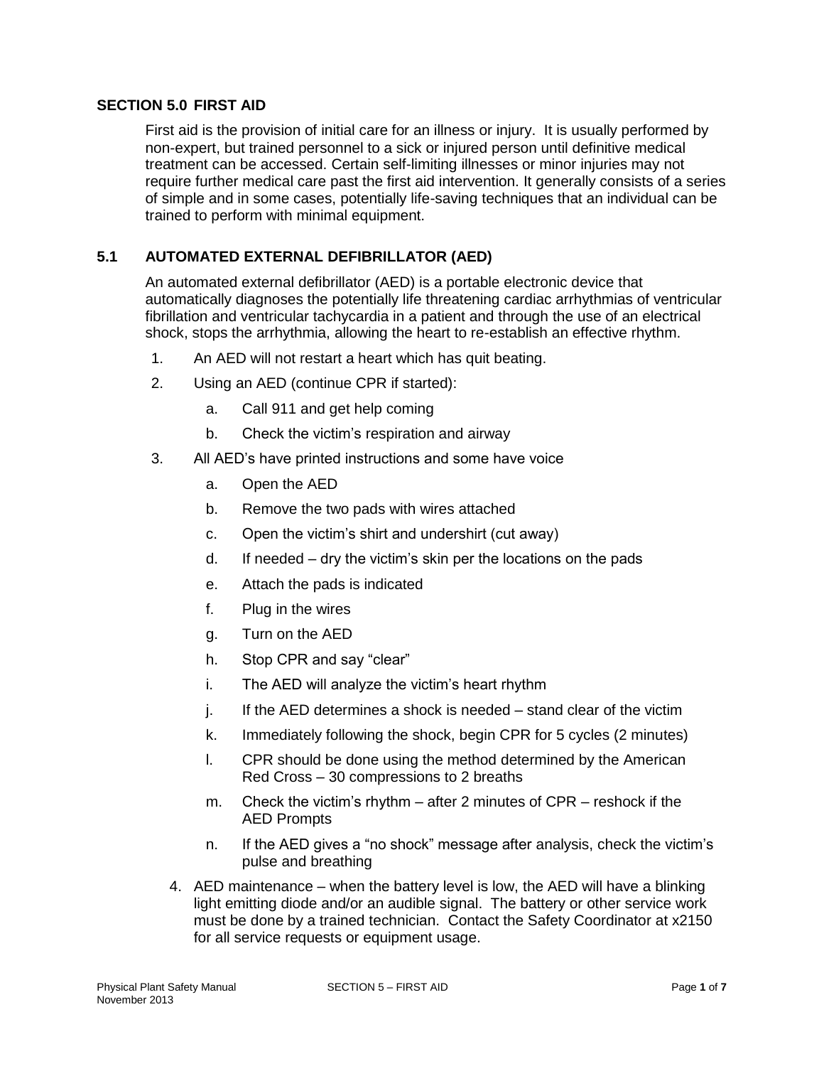## SECTION 5.0 FIRST AID

First aid is the provision of initial care for an illness or injury. It is usually performed by non-expert, but trained personnel to a sick or injured person until definitive medical treatment can be accessed. Certain self-limiting illnesses or minor injuries may not require further medical care past the first aid intervention. It generally consists of a series of simple and in some cases, potentially life-saving techniques that an individual can be trained to perform with minimal equipment.

### 5.1 AUTOMATED EXTERNAL DEFIBRILLATOR (AED)

An automated external defibrillator (AED) is a portable electronic device that automatically diagnoses the potentially life threatening cardiac arrhythmias of ventricular fibrillation and ventricular tachycardia in a patient and through the use of an electrical shock, stops the arrhythmia, allowing the heart to re-establish an effective rhythm.

1. An AED will not restart a heart which has quit beating.
2. Using an AED (continue CPR if started):
   a. Call 911 and get help coming
   b. Check the victim's respiration and airway
3. All AED's have printed instructions and some have voice
   a. Open the AED
   b. Remove the two pads with wires attached
   c. Open the victim's shirt and undershirt (cut away)
   d. If needed – dry the victim's skin per the locations on the pads
   e. Attach the pads is indicated
   f. Plug in the wires
   g. Turn on the AED
   h. Stop CPR and say "clear"
   i. The AED will analyze the victim's heart rhythm
   j. If the AED determines a shock is needed – stand clear of the victim
   k. Immediately following the shock, begin CPR for 5 cycles (2 minutes)
   l. CPR should be done using the method determined by the American Red Cross – 30 compressions to 2 breaths
   m. Check the victim's rhythm – after 2 minutes of CPR – reshock if the AED Prompts
   n. If the AED gives a "no shock" message after analysis, check the victim's pulse and breathing
4. AED maintenance – when the battery level is low, the AED will have a blinking light emitting diode and/or an audible signal. The battery or other service work must be done by a trained technician. Contact the Safety Coordinator at x2150 for all service requests or equipment usage.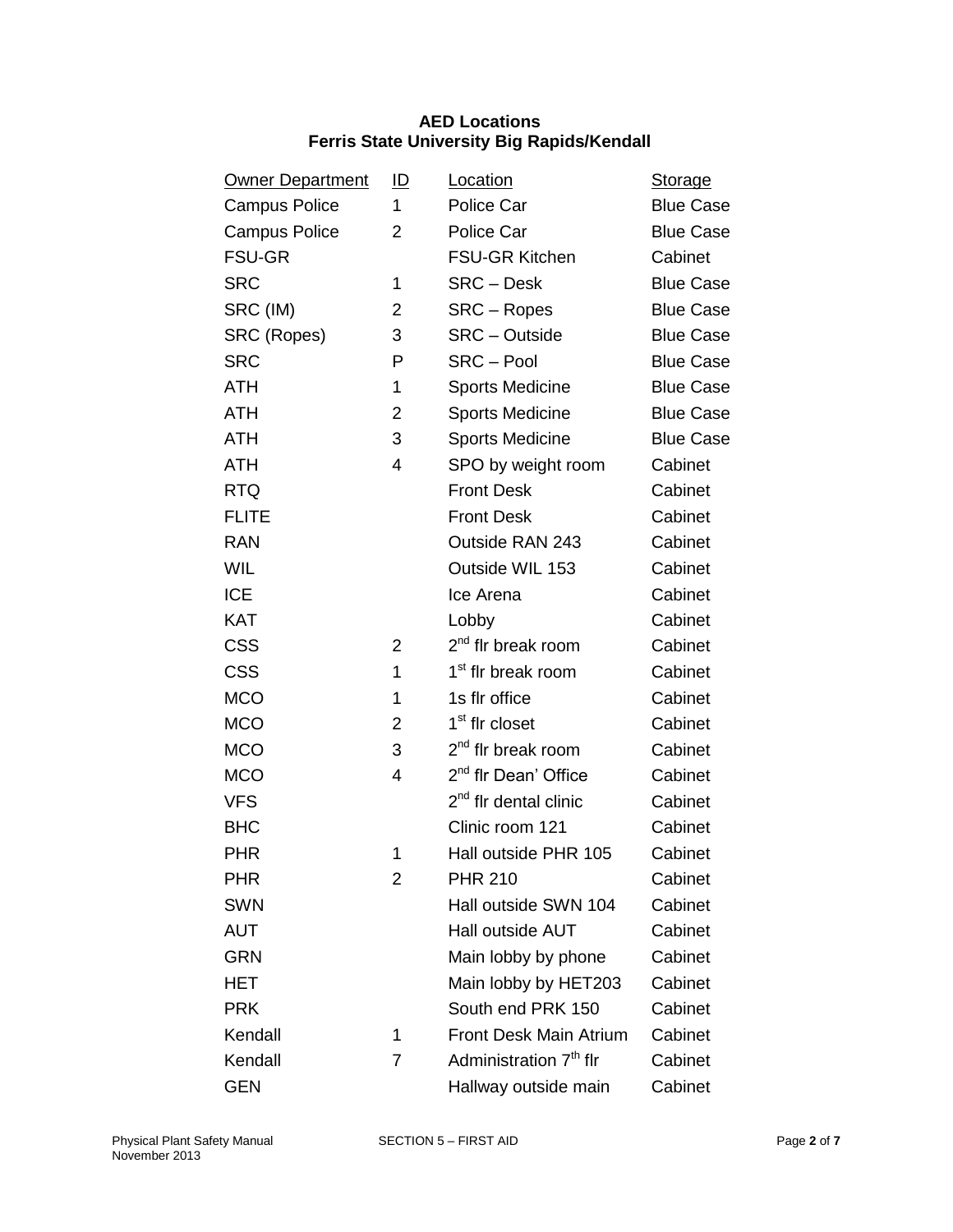**AED Locations**
**Ferris State University Big Rapids/Kendall**

| Owner Department | ID | Location | Storage |
|---|---|---|---|
| Campus Police | 1 | Police Car | Blue Case |
| Campus Police | 2 | Police Car | Blue Case |
| FSU-GR | | FSU-GR Kitchen | Cabinet |
| SRC | 1 | SRC – Desk | Blue Case |
| SRC (IM) | 2 | SRC – Ropes | Blue Case |
| SRC (Ropes) | 3 | SRC – Outside | Blue Case |
| SRC | P | SRC – Pool | Blue Case |
| ATH | 1 | Sports Medicine | Blue Case |
| ATH | 2 | Sports Medicine | Blue Case |
| ATH | 3 | Sports Medicine | Blue Case |
| ATH | 4 | SPO by weight room | Cabinet |
| RTQ | | Front Desk | Cabinet |
| FLITE | | Front Desk | Cabinet |
| RAN | | Outside RAN 243 | Cabinet |
| WIL | | Outside WIL 153 | Cabinet |
| ICE | | Ice Arena | Cabinet |
| KAT | | Lobby | Cabinet |
| CSS | 2 | 2nd flr break room | Cabinet |
| CSS | 1 | 1st flr break room | Cabinet |
| MCO | 1 | 1s flr office | Cabinet |
| MCO | 2 | 1st flr closet | Cabinet |
| MCO | 3 | 2nd flr break room | Cabinet |
| MCO | 4 | 2nd flr Dean' Office | Cabinet |
| VFS | | 2nd flr dental clinic | Cabinet |
| BHC | | Clinic room 121 | Cabinet |
| PHR | 1 | Hall outside PHR 105 | Cabinet |
| PHR | 2 | PHR 210 | Cabinet |
| SWN | | Hall outside SWN 104 | Cabinet |
| AUT | | Hall outside AUT | Cabinet |
| GRN | | Main lobby by phone | Cabinet |
| HET | | Main lobby by HET203 | Cabinet |
| PRK | | South end PRK 150 | Cabinet |
| Kendall | 1 | Front Desk Main Atrium | Cabinet |
| Kendall | 7 | Administration 7th flr | Cabinet |
| GEN | | Hallway outside main | Cabinet |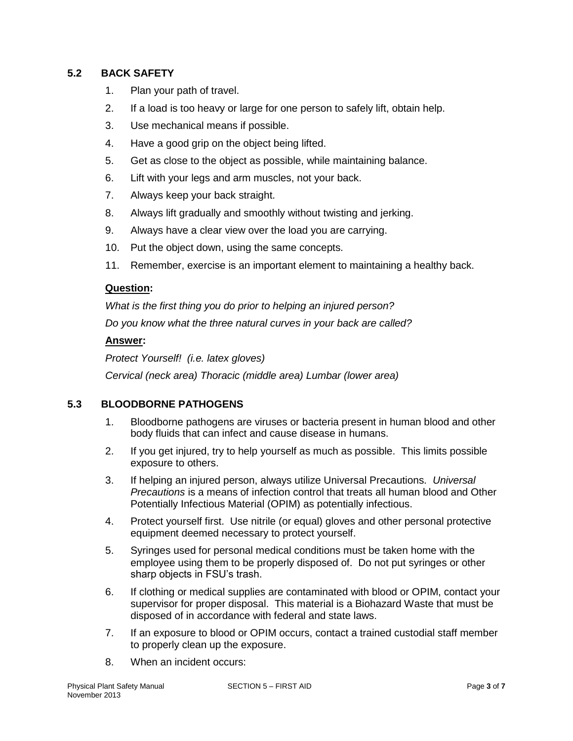## 5.2 BACK SAFETY

1. Plan your path of travel.
2. If a load is too heavy or large for one person to safely lift, obtain help.
3. Use mechanical means if possible.
4. Have a good grip on the object being lifted.
5. Get as close to the object as possible, while maintaining balance.
6. Lift with your legs and arm muscles, not your back.
7. Always keep your back straight.
8. Always lift gradually and smoothly without twisting and jerking.
9. Always have a clear view over the load you are carrying.
10. Put the object down, using the same concepts.
11. Remember, exercise is an important element to maintaining a healthy back.

**Question:**

*What is the first thing you do prior to helping an injured person?*

*Do you know what the three natural curves in your back are called?*

**Answer:**

*Protect Yourself! (i.e. latex gloves)*

*Cervical (neck area) Thoracic (middle area) Lumbar (lower area)*

## 5.3 BLOODBORNE PATHOGENS

1. Bloodborne pathogens are viruses or bacteria present in human blood and other body fluids that can infect and cause disease in humans.
2. If you get injured, try to help yourself as much as possible. This limits possible exposure to others.
3. If helping an injured person, always utilize Universal Precautions. *Universal Precautions* is a means of infection control that treats all human blood and Other Potentially Infectious Material (OPIM) as potentially infectious.
4. Protect yourself first. Use nitrile (or equal) gloves and other personal protective equipment deemed necessary to protect yourself.
5. Syringes used for personal medical conditions must be taken home with the employee using them to be properly disposed of. Do not put syringes or other sharp objects in FSU's trash.
6. If clothing or medical supplies are contaminated with blood or OPIM, contact your supervisor for proper disposal. This material is a Biohazard Waste that must be disposed of in accordance with federal and state laws.
7. If an exposure to blood or OPIM occurs, contact a trained custodial staff member to properly clean up the exposure.
8. When an incident occurs: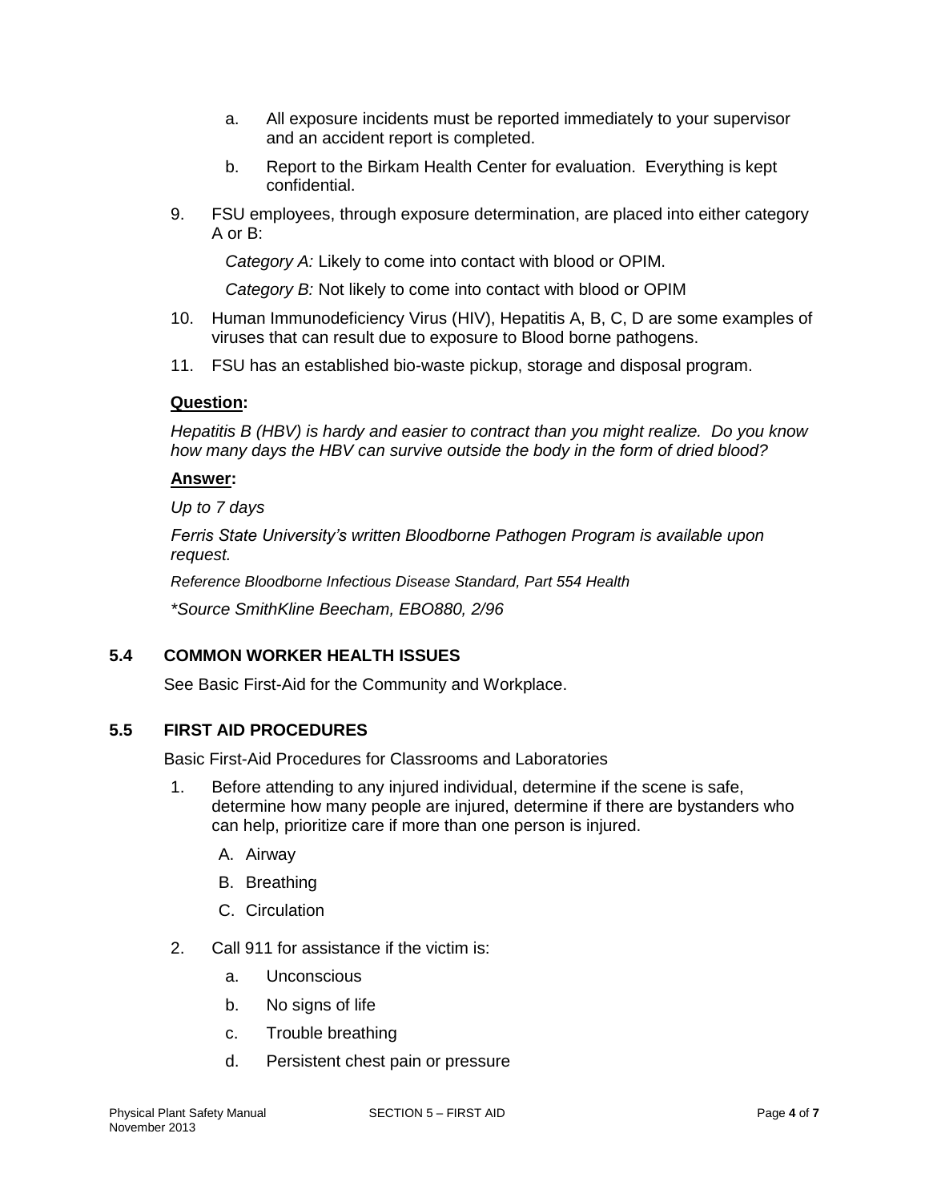a. All exposure incidents must be reported immediately to your supervisor and an accident report is completed.

b. Report to the Birkam Health Center for evaluation. Everything is kept confidential.

9. FSU employees, through exposure determination, are placed into either category A or B:

   *Category A:* Likely to come into contact with blood or OPIM.

   *Category B:* Not likely to come into contact with blood or OPIM

10. Human Immunodeficiency Virus (HIV), Hepatitis A, B, C, D are some examples of viruses that can result due to exposure to Blood borne pathogens.

11. FSU has an established bio-waste pickup, storage and disposal program.

**Question:**

*Hepatitis B (HBV) is hardy and easier to contract than you might realize. Do you know how many days the HBV can survive outside the body in the form of dried blood?*

**Answer:**

*Up to 7 days*

*Ferris State University's written Bloodborne Pathogen Program is available upon request.*

*Reference Bloodborne Infectious Disease Standard, Part 554 Health*

*\*Source SmithKline Beecham, EBO880, 2/96*

### 5.4 COMMON WORKER HEALTH ISSUES

See Basic First-Aid for the Community and Workplace.

### 5.5 FIRST AID PROCEDURES

Basic First-Aid Procedures for Classrooms and Laboratories

1. Before attending to any injured individual, determine if the scene is safe, determine how many people are injured, determine if there are bystanders who can help, prioritize care if more than one person is injured.

   A. Airway

   B. Breathing

   C. Circulation

2. Call 911 for assistance if the victim is:

   a. Unconscious

   b. No signs of life

   c. Trouble breathing

   d. Persistent chest pain or pressure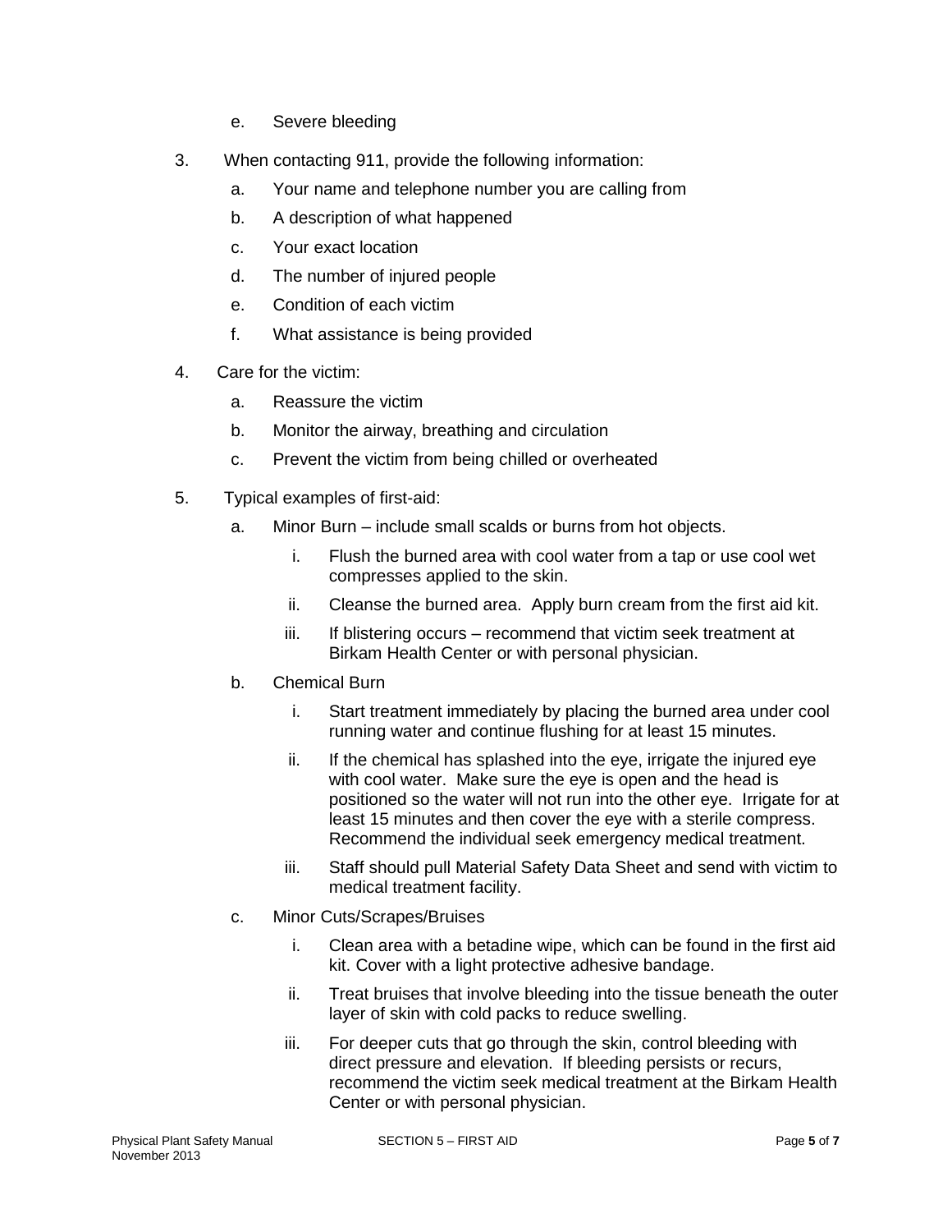e. Severe bleeding

3. When contacting 911, provide the following information:
   a. Your name and telephone number you are calling from
   b. A description of what happened
   c. Your exact location
   d. The number of injured people
   e. Condition of each victim
   f. What assistance is being provided

4. Care for the victim:
   a. Reassure the victim
   b. Monitor the airway, breathing and circulation
   c. Prevent the victim from being chilled or overheated

5. Typical examples of first-aid:
   a. Minor Burn – include small scalds or burns from hot objects.
      i. Flush the burned area with cool water from a tap or use cool wet compresses applied to the skin.
      ii. Cleanse the burned area. Apply burn cream from the first aid kit.
      iii. If blistering occurs – recommend that victim seek treatment at Birkam Health Center or with personal physician.
   b. Chemical Burn
      i. Start treatment immediately by placing the burned area under cool running water and continue flushing for at least 15 minutes.
      ii. If the chemical has splashed into the eye, irrigate the injured eye with cool water. Make sure the eye is open and the head is positioned so the water will not run into the other eye. Irrigate for at least 15 minutes and then cover the eye with a sterile compress. Recommend the individual seek emergency medical treatment.
      iii. Staff should pull Material Safety Data Sheet and send with victim to medical treatment facility.
   c. Minor Cuts/Scrapes/Bruises
      i. Clean area with a betadine wipe, which can be found in the first aid kit. Cover with a light protective adhesive bandage.
      ii. Treat bruises that involve bleeding into the tissue beneath the outer layer of skin with cold packs to reduce swelling.
      iii. For deeper cuts that go through the skin, control bleeding with direct pressure and elevation. If bleeding persists or recurs, recommend the victim seek medical treatment at the Birkam Health Center or with personal physician.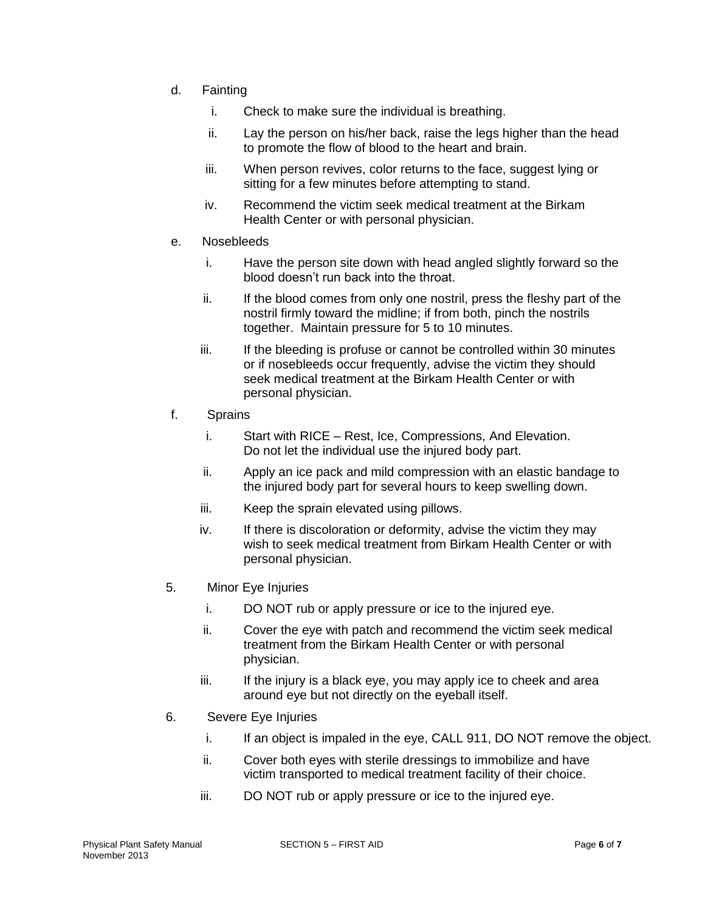d. Fainting

   i. Check to make sure the individual is breathing.

   ii. Lay the person on his/her back, raise the legs higher than the head to promote the flow of blood to the heart and brain.

   iii. When person revives, color returns to the face, suggest lying or sitting for a few minutes before attempting to stand.

   iv. Recommend the victim seek medical treatment at the Birkam Health Center or with personal physician.

e. Nosebleeds

   i. Have the person site down with head angled slightly forward so the blood doesn't run back into the throat.

   ii. If the blood comes from only one nostril, press the fleshy part of the nostril firmly toward the midline; if from both, pinch the nostrils together. Maintain pressure for 5 to 10 minutes.

   iii. If the bleeding is profuse or cannot be controlled within 30 minutes or if nosebleeds occur frequently, advise the victim they should seek medical treatment at the Birkam Health Center or with personal physician.

f. Sprains

   i. Start with RICE – Rest, Ice, Compressions, And Elevation. Do not let the individual use the injured body part.

   ii. Apply an ice pack and mild compression with an elastic bandage to the injured body part for several hours to keep swelling down.

   iii. Keep the sprain elevated using pillows.

   iv. If there is discoloration or deformity, advise the victim they may wish to seek medical treatment from Birkam Health Center or with personal physician.

5. Minor Eye Injuries

   i. DO NOT rub or apply pressure or ice to the injured eye.

   ii. Cover the eye with patch and recommend the victim seek medical treatment from the Birkam Health Center or with personal physician.

   iii. If the injury is a black eye, you may apply ice to cheek and area around eye but not directly on the eyeball itself.

6. Severe Eye Injuries

   i. If an object is impaled in the eye, CALL 911, DO NOT remove the object.

   ii. Cover both eyes with sterile dressings to immobilize and have victim transported to medical treatment facility of their choice.

   iii. DO NOT rub or apply pressure or ice to the injured eye.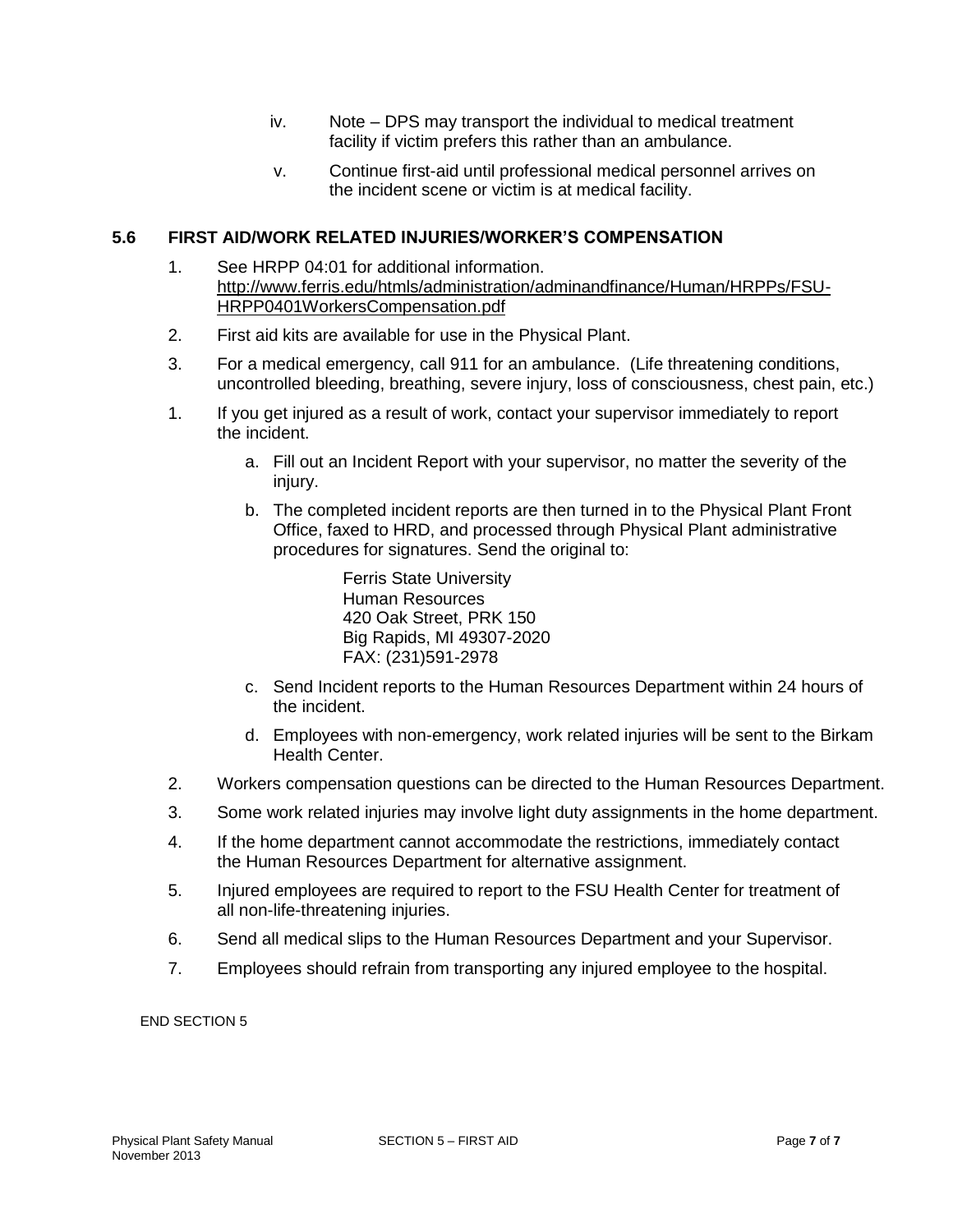iv. Note – DPS may transport the individual to medical treatment facility if victim prefers this rather than an ambulance.

v. Continue first-aid until professional medical personnel arrives on the incident scene or victim is at medical facility.

### 5.6 FIRST AID/WORK RELATED INJURIES/WORKER'S COMPENSATION

1. See HRPP 04:01 for additional information. http://www.ferris.edu/htmls/administration/adminandfinance/Human/HRPPs/FSU-HRPP0401WorkersCompensation.pdf
2. First aid kits are available for use in the Physical Plant.
3. For a medical emergency, call 911 for an ambulance. (Life threatening conditions, uncontrolled bleeding, breathing, severe injury, loss of consciousness, chest pain, etc.)

1. If you get injured as a result of work, contact your supervisor immediately to report the incident.
   a. Fill out an Incident Report with your supervisor, no matter the severity of the injury.
   b. The completed incident reports are then turned in to the Physical Plant Front Office, faxed to HRD, and processed through Physical Plant administrative procedures for signatures. Send the original to:

      Ferris State University
      Human Resources
      420 Oak Street, PRK 150
      Big Rapids, MI 49307-2020
      FAX: (231)591-2978

   c. Send Incident reports to the Human Resources Department within 24 hours of the incident.
   d. Employees with non-emergency, work related injuries will be sent to the Birkam Health Center.
2. Workers compensation questions can be directed to the Human Resources Department.
3. Some work related injuries may involve light duty assignments in the home department.
4. If the home department cannot accommodate the restrictions, immediately contact the Human Resources Department for alternative assignment.
5. Injured employees are required to report to the FSU Health Center for treatment of all non-life-threatening injuries.
6. Send all medical slips to the Human Resources Department and your Supervisor.
7. Employees should refrain from transporting any injured employee to the hospital.

END SECTION 5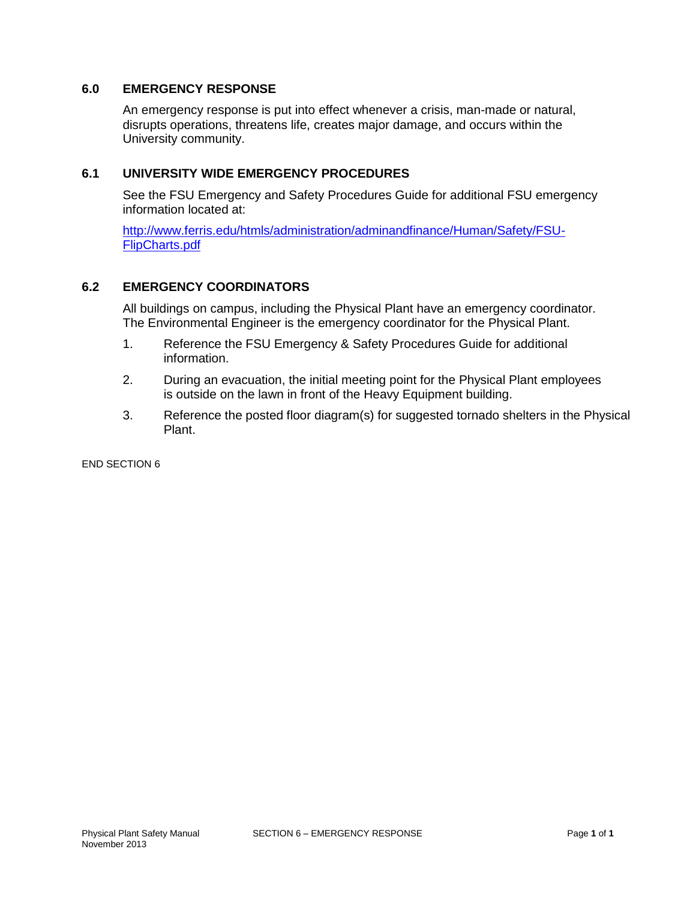## 6.0 EMERGENCY RESPONSE

An emergency response is put into effect whenever a crisis, man-made or natural, disrupts operations, threatens life, creates major damage, and occurs within the University community.

## 6.1 UNIVERSITY WIDE EMERGENCY PROCEDURES

See the FSU Emergency and Safety Procedures Guide for additional FSU emergency information located at:

[http://www.ferris.edu/htmls/administration/adminandfinance/Human/Safety/FSU-FlipCharts.pdf](http://www.ferris.edu/htmls/administration/adminandfinance/Human/Safety/FSU-FlipCharts.pdf)

## 6.2 EMERGENCY COORDINATORS

All buildings on campus, including the Physical Plant have an emergency coordinator. The Environmental Engineer is the emergency coordinator for the Physical Plant.

1. Reference the FSU Emergency & Safety Procedures Guide for additional information.
2. During an evacuation, the initial meeting point for the Physical Plant employees is outside on the lawn in front of the Heavy Equipment building.
3. Reference the posted floor diagram(s) for suggested tornado shelters in the Physical Plant.

END SECTION 6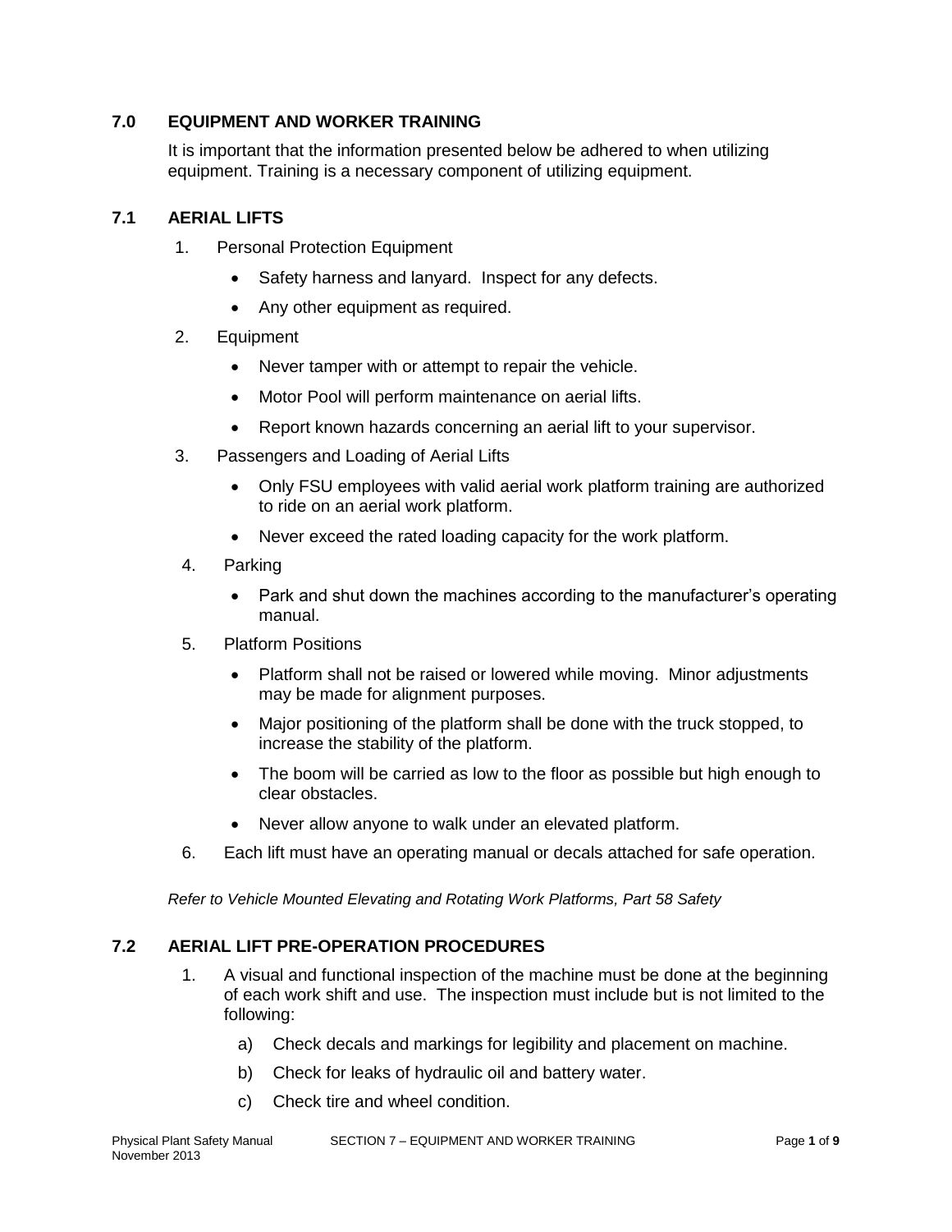## 7.0 EQUIPMENT AND WORKER TRAINING

It is important that the information presented below be adhered to when utilizing equipment. Training is a necessary component of utilizing equipment.

### 7.1 AERIAL LIFTS

1. Personal Protection Equipment
   - Safety harness and lanyard. Inspect for any defects.
   - Any other equipment as required.
2. Equipment
   - Never tamper with or attempt to repair the vehicle.
   - Motor Pool will perform maintenance on aerial lifts.
   - Report known hazards concerning an aerial lift to your supervisor.
3. Passengers and Loading of Aerial Lifts
   - Only FSU employees with valid aerial work platform training are authorized to ride on an aerial work platform.
   - Never exceed the rated loading capacity for the work platform.
4. Parking
   - Park and shut down the machines according to the manufacturer's operating manual.
5. Platform Positions
   - Platform shall not be raised or lowered while moving. Minor adjustments may be made for alignment purposes.
   - Major positioning of the platform shall be done with the truck stopped, to increase the stability of the platform.
   - The boom will be carried as low to the floor as possible but high enough to clear obstacles.
   - Never allow anyone to walk under an elevated platform.
6. Each lift must have an operating manual or decals attached for safe operation.

*Refer to Vehicle Mounted Elevating and Rotating Work Platforms, Part 58 Safety*

### 7.2 AERIAL LIFT PRE-OPERATION PROCEDURES

1. A visual and functional inspection of the machine must be done at the beginning of each work shift and use. The inspection must include but is not limited to the following:
   a) Check decals and markings for legibility and placement on machine.
   b) Check for leaks of hydraulic oil and battery water.
   c) Check tire and wheel condition.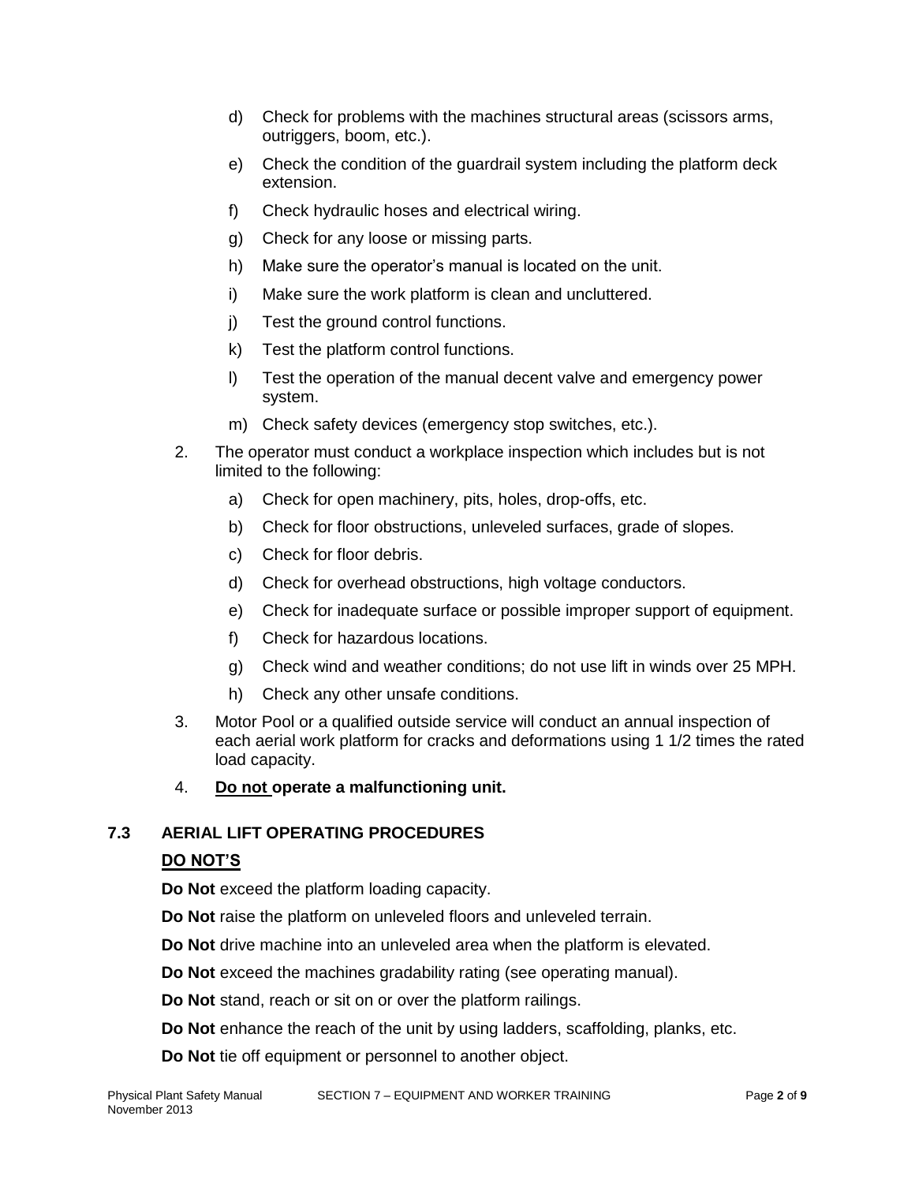d) Check for problems with the machines structural areas (scissors arms, outriggers, boom, etc.).

e) Check the condition of the guardrail system including the platform deck extension.

f) Check hydraulic hoses and electrical wiring.

g) Check for any loose or missing parts.

h) Make sure the operator's manual is located on the unit.

i) Make sure the work platform is clean and uncluttered.

j) Test the ground control functions.

k) Test the platform control functions.

l) Test the operation of the manual decent valve and emergency power system.

m) Check safety devices (emergency stop switches, etc.).

2. The operator must conduct a workplace inspection which includes but is not limited to the following:

   a) Check for open machinery, pits, holes, drop-offs, etc.

   b) Check for floor obstructions, unleveled surfaces, grade of slopes.

   c) Check for floor debris.

   d) Check for overhead obstructions, high voltage conductors.

   e) Check for inadequate surface or possible improper support of equipment.

   f) Check for hazardous locations.

   g) Check wind and weather conditions; do not use lift in winds over 25 MPH.

   h) Check any other unsafe conditions.

3. Motor Pool or a qualified outside service will conduct an annual inspection of each aerial work platform for cracks and deformations using 1 1/2 times the rated load capacity.

4. **<u>Do not</u> operate a malfunctioning unit.**

## 7.3 AERIAL LIFT OPERATING PROCEDURES

**<u>DO NOT'S</u>**

**Do Not** exceed the platform loading capacity.

**Do Not** raise the platform on unleveled floors and unleveled terrain.

**Do Not** drive machine into an unleveled area when the platform is elevated.

**Do Not** exceed the machines gradability rating (see operating manual).

**Do Not** stand, reach or sit on or over the platform railings.

**Do Not** enhance the reach of the unit by using ladders, scaffolding, planks, etc.

**Do Not** tie off equipment or personnel to another object.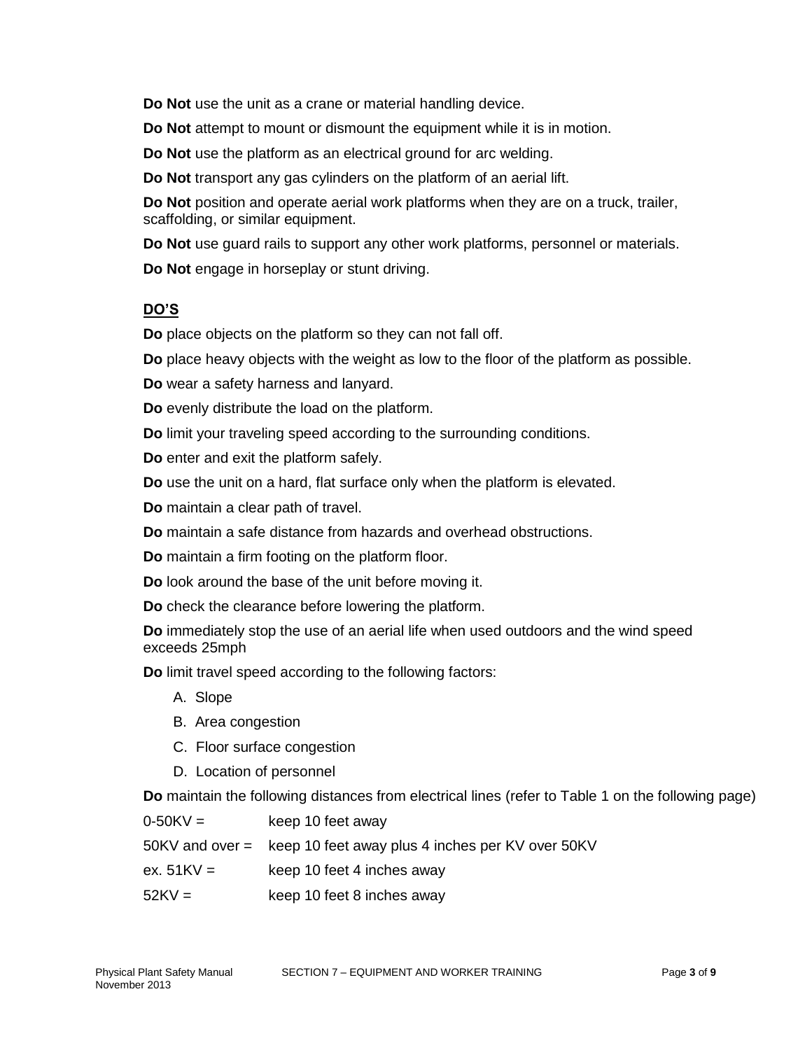**Do Not** use the unit as a crane or material handling device.

**Do Not** attempt to mount or dismount the equipment while it is in motion.

**Do Not** use the platform as an electrical ground for arc welding.

**Do Not** transport any gas cylinders on the platform of an aerial lift.

**Do Not** position and operate aerial work platforms when they are on a truck, trailer, scaffolding, or similar equipment.

**Do Not** use guard rails to support any other work platforms, personnel or materials.

**Do Not** engage in horseplay or stunt driving.

**DO'S**

**Do** place objects on the platform so they can not fall off.

**Do** place heavy objects with the weight as low to the floor of the platform as possible.

**Do** wear a safety harness and lanyard.

**Do** evenly distribute the load on the platform.

**Do** limit your traveling speed according to the surrounding conditions.

**Do** enter and exit the platform safely.

**Do** use the unit on a hard, flat surface only when the platform is elevated.

**Do** maintain a clear path of travel.

**Do** maintain a safe distance from hazards and overhead obstructions.

**Do** maintain a firm footing on the platform floor.

**Do** look around the base of the unit before moving it.

**Do** check the clearance before lowering the platform.

**Do** immediately stop the use of an aerial life when used outdoors and the wind speed exceeds 25mph

**Do** limit travel speed according to the following factors:

A. Slope
B. Area congestion
C. Floor surface congestion
D. Location of personnel

**Do** maintain the following distances from electrical lines (refer to Table 1 on the following page)

| | |
|---|---|
| 0-50KV = | keep 10 feet away |
| 50KV and over = | keep 10 feet away plus 4 inches per KV over 50KV |
| ex. 51KV = | keep 10 feet 4 inches away |
| 52KV = | keep 10 feet 8 inches away |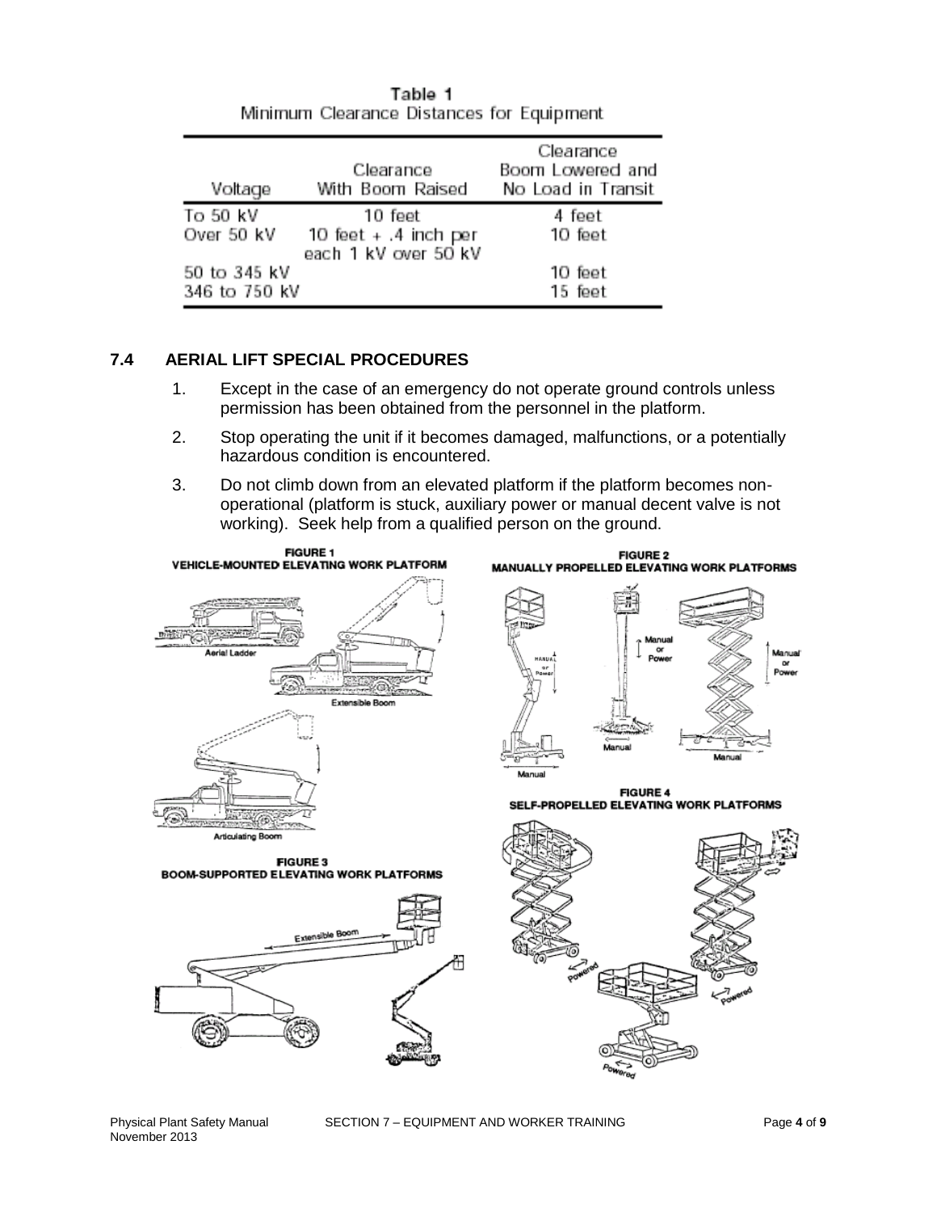Table 1
Minimum Clearance Distances for Equipment

| Voltage | Clearance With Boom Raised | Clearance Boom Lowered and No Load in Transit |
|---|---|---|
| To 50 kV | 10 feet | 4 feet |
| Over 50 kV | 10 feet + .4 inch per each 1 kV over 50 kV | 10 feet |
| 50 to 345 kV | | 10 feet |
| 346 to 750 kV | | 15 feet |

### 7.4 AERIAL LIFT SPECIAL PROCEDURES

1. Except in the case of an emergency do not operate ground controls unless permission has been obtained from the personnel in the platform.
2. Stop operating the unit if it becomes damaged, malfunctions, or a potentially hazardous condition is encountered.
3. Do not climb down from an elevated platform if the platform becomes non-operational (platform is stuck, auxiliary power or manual decent valve is not working). Seek help from a qualified person on the ground.

FIGURE 1
VEHICLE-MOUNTED ELEVATING WORK PLATFORM

FIGURE 2
MANUALLY PROPELLED ELEVATING WORK PLATFORMS

FIGURE 3
BOOM-SUPPORTED ELEVATING WORK PLATFORMS

FIGURE 4
SELF-PROPELLED ELEVATING WORK PLATFORMS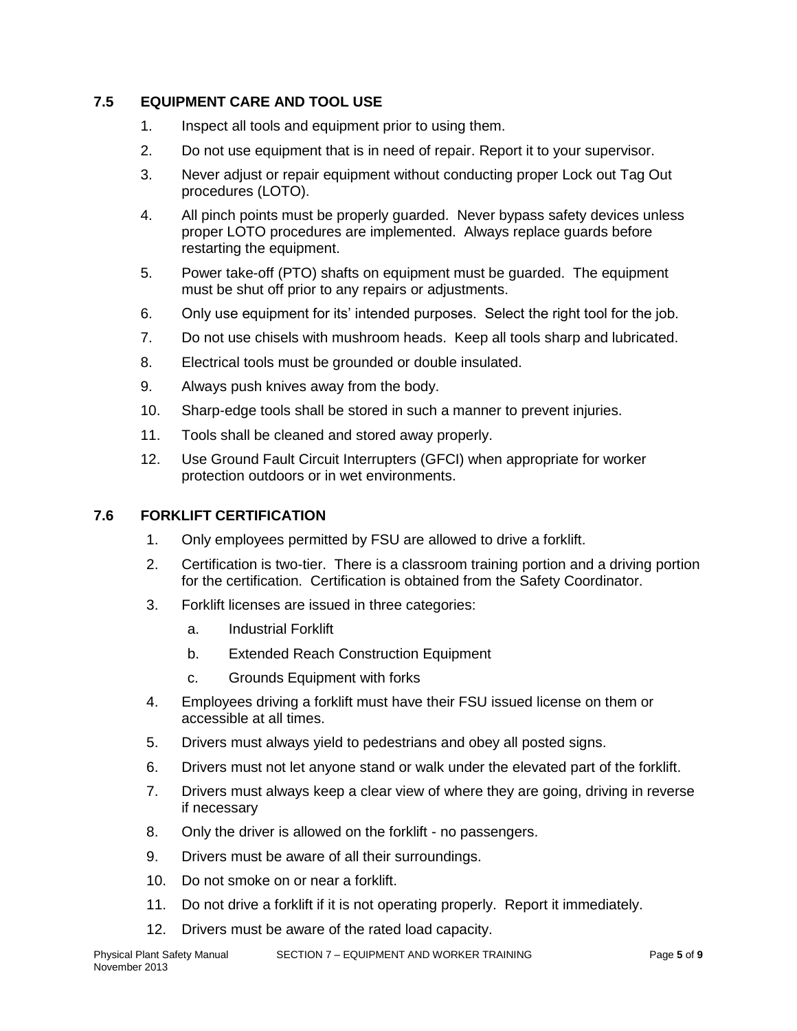### 7.5 EQUIPMENT CARE AND TOOL USE

1. Inspect all tools and equipment prior to using them.
2. Do not use equipment that is in need of repair. Report it to your supervisor.
3. Never adjust or repair equipment without conducting proper Lock out Tag Out procedures (LOTO).
4. All pinch points must be properly guarded. Never bypass safety devices unless proper LOTO procedures are implemented. Always replace guards before restarting the equipment.
5. Power take-off (PTO) shafts on equipment must be guarded. The equipment must be shut off prior to any repairs or adjustments.
6. Only use equipment for its' intended purposes. Select the right tool for the job.
7. Do not use chisels with mushroom heads. Keep all tools sharp and lubricated.
8. Electrical tools must be grounded or double insulated.
9. Always push knives away from the body.
10. Sharp-edge tools shall be stored in such a manner to prevent injuries.
11. Tools shall be cleaned and stored away properly.
12. Use Ground Fault Circuit Interrupters (GFCI) when appropriate for worker protection outdoors or in wet environments.

### 7.6 FORKLIFT CERTIFICATION

1. Only employees permitted by FSU are allowed to drive a forklift.
2. Certification is two-tier. There is a classroom training portion and a driving portion for the certification. Certification is obtained from the Safety Coordinator.
3. Forklift licenses are issued in three categories:
   a. Industrial Forklift
   b. Extended Reach Construction Equipment
   c. Grounds Equipment with forks
4. Employees driving a forklift must have their FSU issued license on them or accessible at all times.
5. Drivers must always yield to pedestrians and obey all posted signs.
6. Drivers must not let anyone stand or walk under the elevated part of the forklift.
7. Drivers must always keep a clear view of where they are going, driving in reverse if necessary
8. Only the driver is allowed on the forklift - no passengers.
9. Drivers must be aware of all their surroundings.
10. Do not smoke on or near a forklift.
11. Do not drive a forklift if it is not operating properly. Report it immediately.
12. Drivers must be aware of the rated load capacity.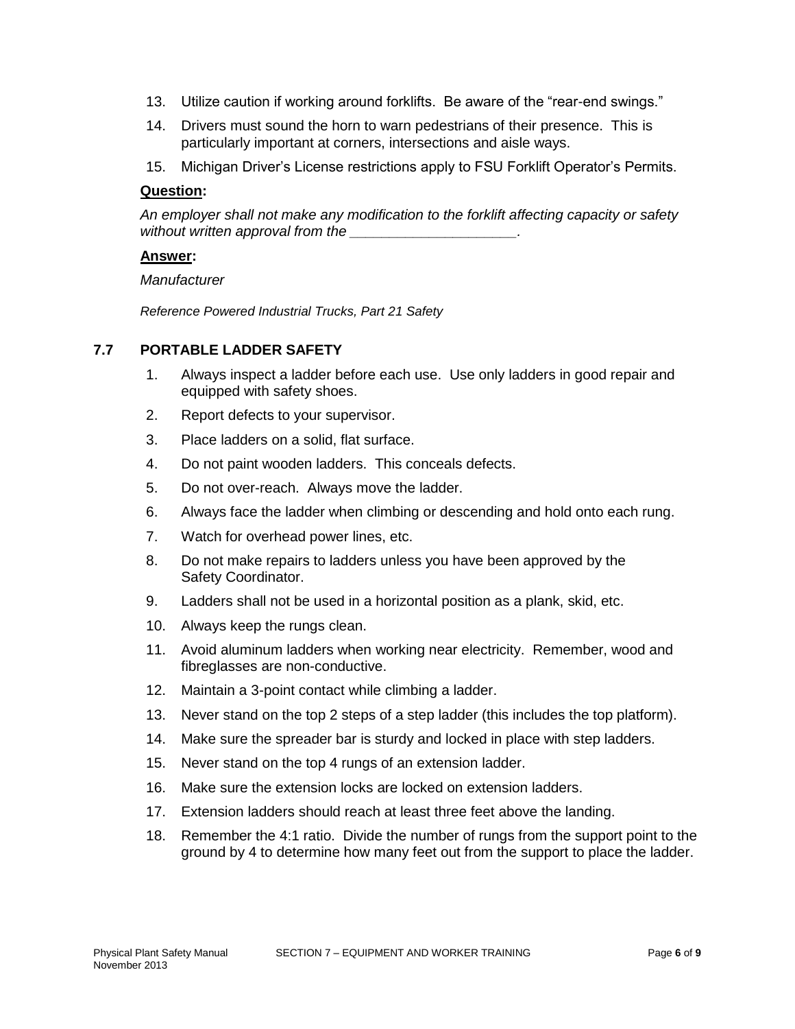13. Utilize caution if working around forklifts. Be aware of the "rear-end swings."
14. Drivers must sound the horn to warn pedestrians of their presence. This is particularly important at corners, intersections and aisle ways.
15. Michigan Driver's License restrictions apply to FSU Forklift Operator's Permits.

**Question:**

*An employer shall not make any modification to the forklift affecting capacity or safety without written approval from the ____________________.*

**Answer:**

*Manufacturer*

*Reference Powered Industrial Trucks, Part 21 Safety*

## 7.7 PORTABLE LADDER SAFETY

1. Always inspect a ladder before each use. Use only ladders in good repair and equipped with safety shoes.
2. Report defects to your supervisor.
3. Place ladders on a solid, flat surface.
4. Do not paint wooden ladders. This conceals defects.
5. Do not over-reach. Always move the ladder.
6. Always face the ladder when climbing or descending and hold onto each rung.
7. Watch for overhead power lines, etc.
8. Do not make repairs to ladders unless you have been approved by the Safety Coordinator.
9. Ladders shall not be used in a horizontal position as a plank, skid, etc.
10. Always keep the rungs clean.
11. Avoid aluminum ladders when working near electricity. Remember, wood and fibreglasses are non-conductive.
12. Maintain a 3-point contact while climbing a ladder.
13. Never stand on the top 2 steps of a step ladder (this includes the top platform).
14. Make sure the spreader bar is sturdy and locked in place with step ladders.
15. Never stand on the top 4 rungs of an extension ladder.
16. Make sure the extension locks are locked on extension ladders.
17. Extension ladders should reach at least three feet above the landing.
18. Remember the 4:1 ratio. Divide the number of rungs from the support point to the ground by 4 to determine how many feet out from the support to place the ladder.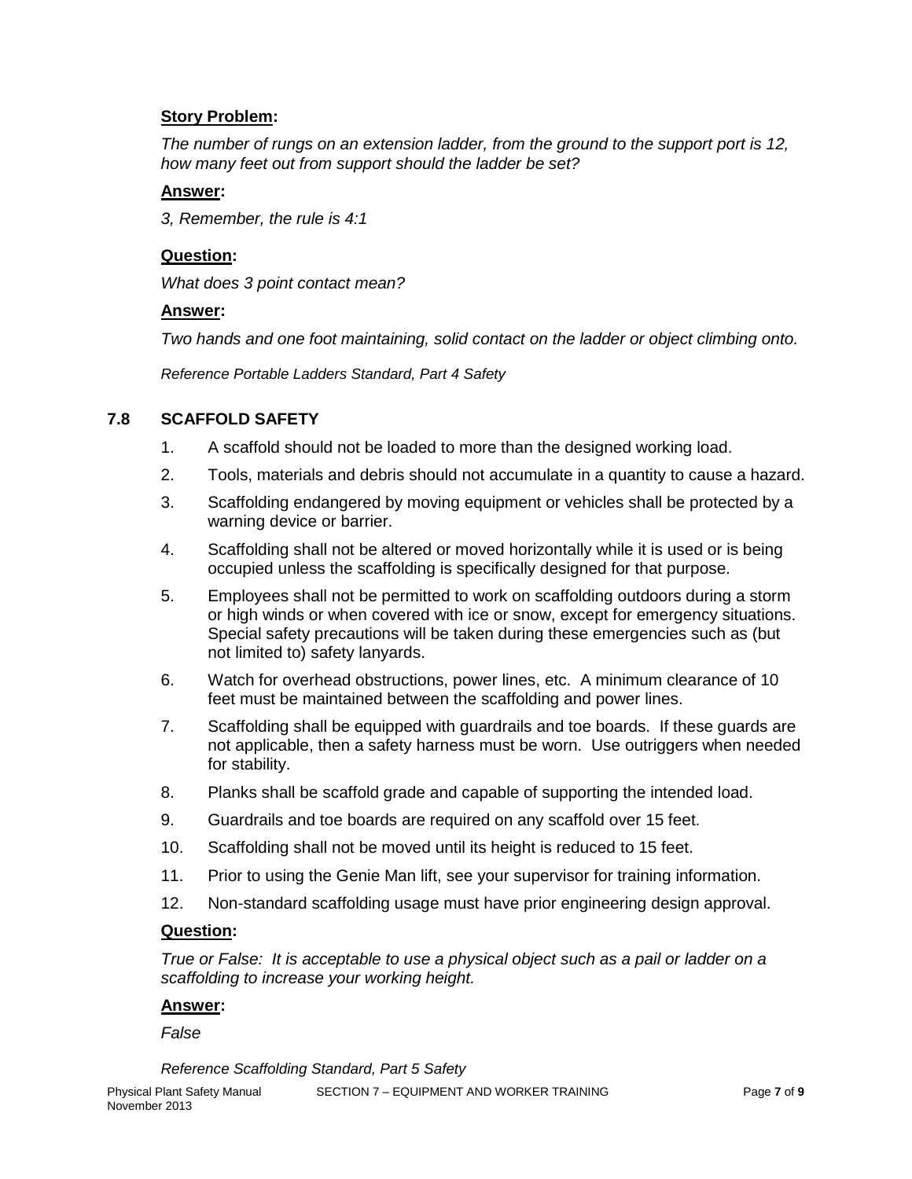**Story Problem:**

*The number of rungs on an extension ladder, from the ground to the support port is 12, how many feet out from support should the ladder be set?*

**Answer:**

*3, Remember, the rule is 4:1*

**Question:**

*What does 3 point contact mean?*

**Answer:**

*Two hands and one foot maintaining, solid contact on the ladder or object climbing onto.*

*Reference Portable Ladders Standard, Part 4 Safety*

## 7.8 SCAFFOLD SAFETY

1. A scaffold should not be loaded to more than the designed working load.
2. Tools, materials and debris should not accumulate in a quantity to cause a hazard.
3. Scaffolding endangered by moving equipment or vehicles shall be protected by a warning device or barrier.
4. Scaffolding shall not be altered or moved horizontally while it is used or is being occupied unless the scaffolding is specifically designed for that purpose.
5. Employees shall not be permitted to work on scaffolding outdoors during a storm or high winds or when covered with ice or snow, except for emergency situations. Special safety precautions will be taken during these emergencies such as (but not limited to) safety lanyards.
6. Watch for overhead obstructions, power lines, etc. A minimum clearance of 10 feet must be maintained between the scaffolding and power lines.
7. Scaffolding shall be equipped with guardrails and toe boards. If these guards are not applicable, then a safety harness must be worn. Use outriggers when needed for stability.
8. Planks shall be scaffold grade and capable of supporting the intended load.
9. Guardrails and toe boards are required on any scaffold over 15 feet.
10. Scaffolding shall not be moved until its height is reduced to 15 feet.
11. Prior to using the Genie Man lift, see your supervisor for training information.
12. Non-standard scaffolding usage must have prior engineering design approval.

**Question:**

*True or False: It is acceptable to use a physical object such as a pail or ladder on a scaffolding to increase your working height.*

**Answer:**

*False*

*Reference Scaffolding Standard, Part 5 Safety*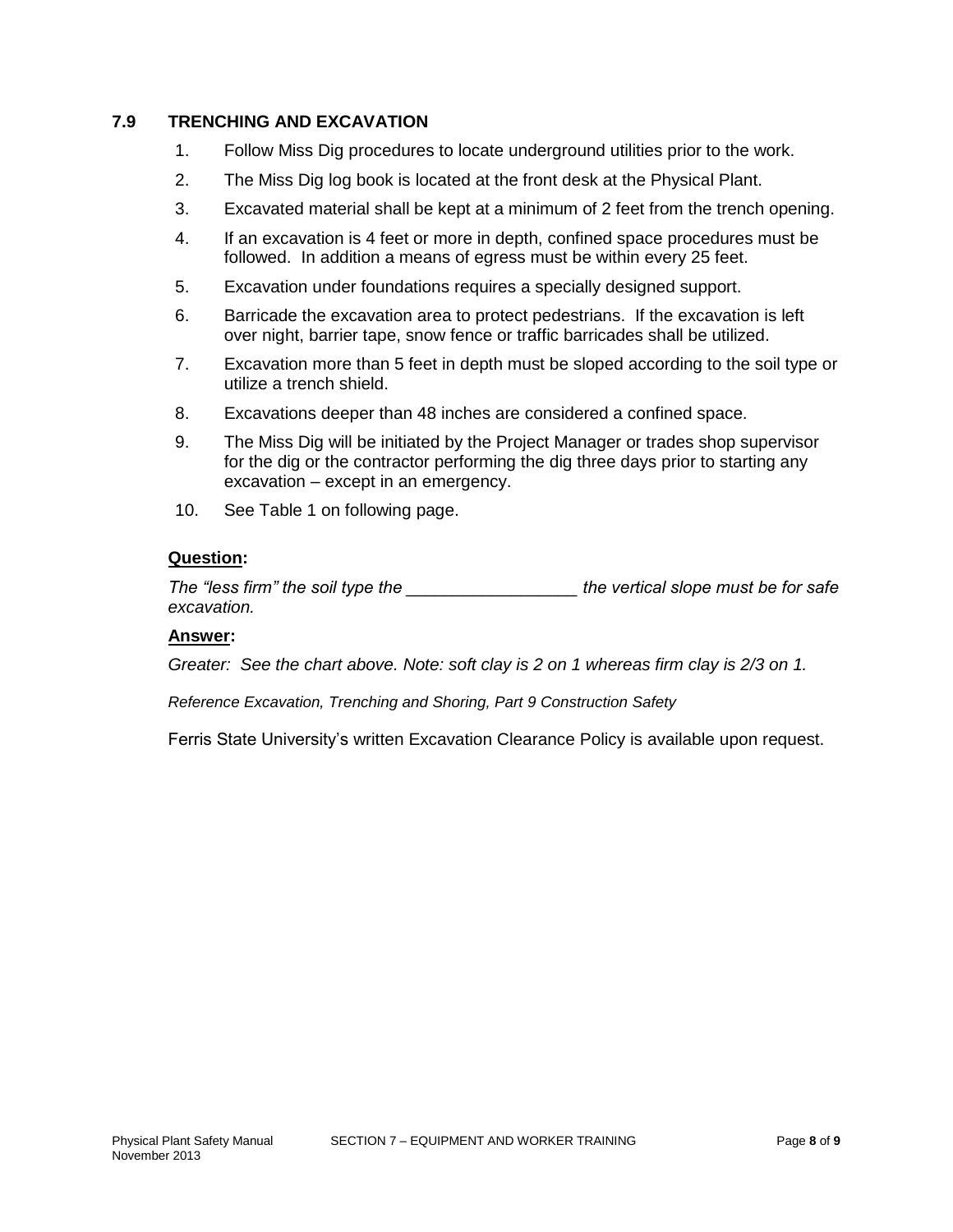### 7.9 TRENCHING AND EXCAVATION

1. Follow Miss Dig procedures to locate underground utilities prior to the work.
2. The Miss Dig log book is located at the front desk at the Physical Plant.
3. Excavated material shall be kept at a minimum of 2 feet from the trench opening.
4. If an excavation is 4 feet or more in depth, confined space procedures must be followed. In addition a means of egress must be within every 25 feet.
5. Excavation under foundations requires a specially designed support.
6. Barricade the excavation area to protect pedestrians. If the excavation is left over night, barrier tape, snow fence or traffic barricades shall be utilized.
7. Excavation more than 5 feet in depth must be sloped according to the soil type or utilize a trench shield.
8. Excavations deeper than 48 inches are considered a confined space.
9. The Miss Dig will be initiated by the Project Manager or trades shop supervisor for the dig or the contractor performing the dig three days prior to starting any excavation – except in an emergency.
10. See Table 1 on following page.

**Question:**

*The "less firm" the soil type the _________________ the vertical slope must be for safe excavation.*

**Answer:**

*Greater: See the chart above. Note: soft clay is 2 on 1 whereas firm clay is 2/3 on 1.*

*Reference Excavation, Trenching and Shoring, Part 9 Construction Safety*

Ferris State University's written Excavation Clearance Policy is available upon request.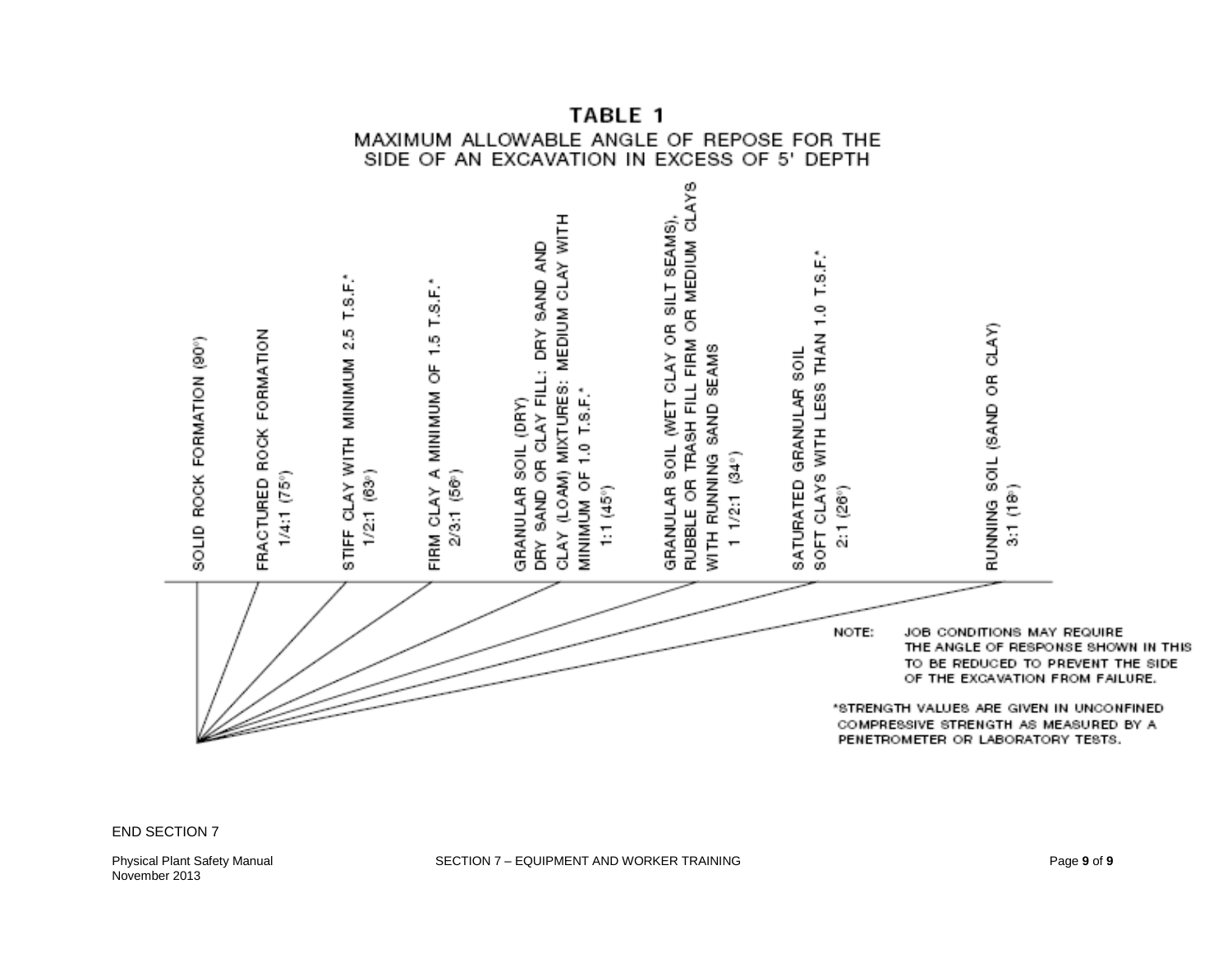# TABLE 1

## MAXIMUM ALLOWABLE ANGLE OF REPOSE FOR THE SIDE OF AN EXCAVATION IN EXCESS OF 5' DEPTH

| Soil Type | Slope (Horizontal:Vertical) | Angle |
|---|---|---|
| SOLID ROCK FORMATION | | (90°) |
| FRACTURED ROCK FORMATION | 1/4:1 | (75°) |
| STIFF CLAY WITH MINIMUM 2.5 T.S.F.* | 1/2:1 | (63°) |
| FIRM CLAY A MINIMUM OF 1.5 T.S.F.* | 2/3:1 | (56°) |
| GRANULAR SOIL (DRY) DRY SAND OR CLAY FILL: DRY SAND AND CLAY (LOAM) MIXTURES: MEDIUM CLAY WITH MINIMUM OF 1.0 T.S.F.* | 1:1 | (45°) |
| GRANULAR SOIL (WET CLAY OR SILT SEAMS), RUBBLE OR TRASH FILL FIRM OR MEDIUM CLAYS WITH RUNNING SAND SEAMS | 1 1/2:1 | (34°) |
| SATURATED GRANULAR SOIL SOFT CLAYS WITH LESS THAN 1.0 T.S.F.* | 2:1 | (26°) |
| RUNNING SOIL (SAND OR CLAY) | 3:1 | (18°) |

NOTE: JOB CONDITIONS MAY REQUIRE THE ANGLE OF RESPONSE SHOWN IN THIS TO BE REDUCED TO PREVENT THE SIDE OF THE EXCAVATION FROM FAILURE.

*STRENGTH VALUES ARE GIVEN IN UNCONFINED COMPRESSIVE STRENGTH AS MEASURED BY A PENETROMETER OR LABORATORY TESTS.

END SECTION 7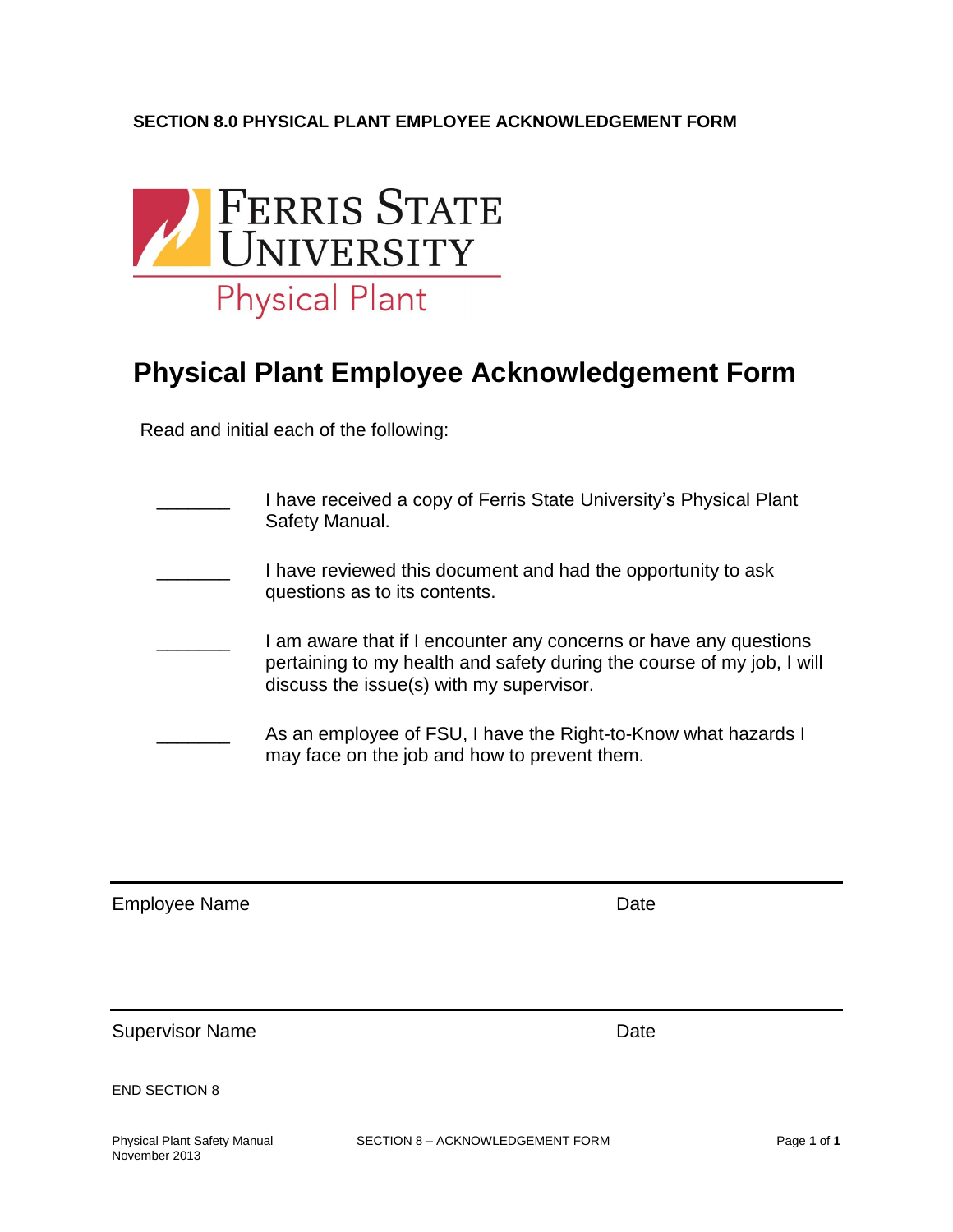**SECTION 8.0 PHYSICAL PLANT EMPLOYEE ACKNOWLEDGEMENT FORM**

Ferris State University

Physical Plant

# Physical Plant Employee Acknowledgement Form

Read and initial each of the following:

_______ I have received a copy of Ferris State University's Physical Plant Safety Manual.

_______ I have reviewed this document and had the opportunity to ask questions as to its contents.

_______ I am aware that if I encounter any concerns or have any questions pertaining to my health and safety during the course of my job, I will discuss the issue(s) with my supervisor.

_______ As an employee of FSU, I have the Right-to-Know what hazards I may face on the job and how to prevent them.

___

Employee Name                                                    Date

___

Supervisor Name                                                  Date

END SECTION 8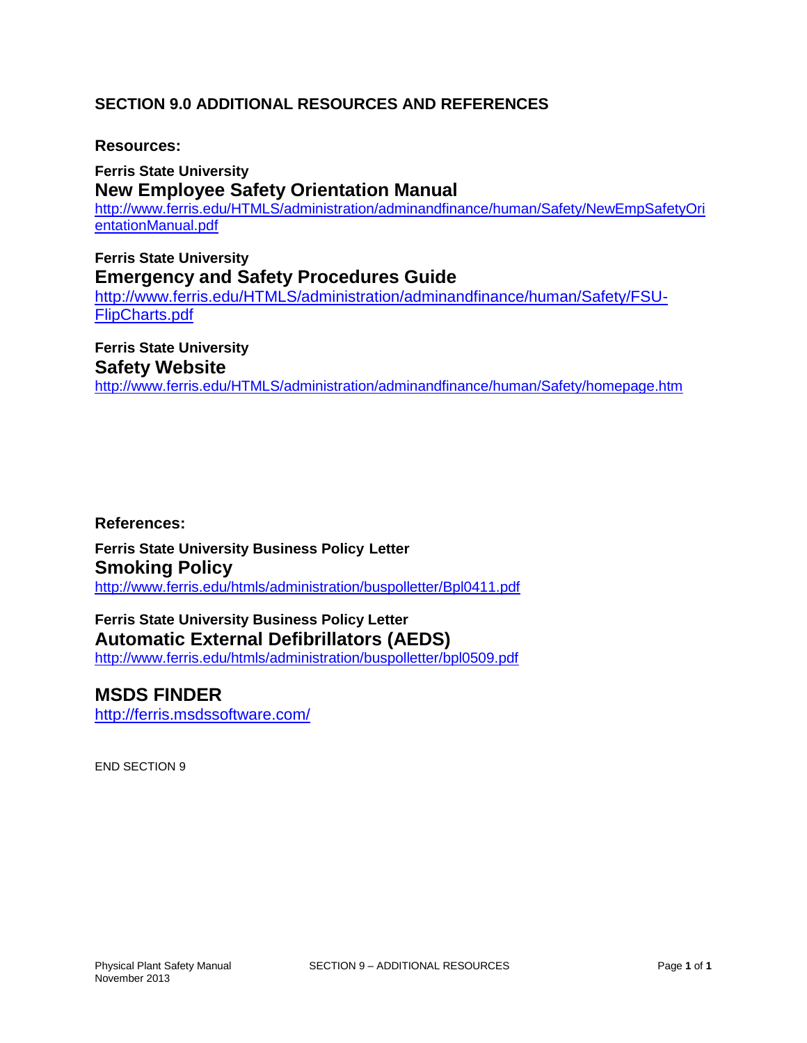# SECTION 9.0 ADDITIONAL RESOURCES AND REFERENCES

## Resources:

**Ferris State University**
### New Employee Safety Orientation Manual
http://www.ferris.edu/HTMLS/administration/adminandfinance/human/Safety/NewEmpSafetyOrientationManual.pdf

**Ferris State University**
### Emergency and Safety Procedures Guide
http://www.ferris.edu/HTMLS/administration/adminandfinance/human/Safety/FSU-FlipCharts.pdf

**Ferris State University**
### Safety Website
http://www.ferris.edu/HTMLS/administration/adminandfinance/human/Safety/homepage.htm

## References:

**Ferris State University Business Policy Letter**
### Smoking Policy
http://www.ferris.edu/htmls/administration/buspolletter/Bpl0411.pdf

**Ferris State University Business Policy Letter**
### Automatic External Defibrillators (AEDS)
http://www.ferris.edu/htmls/administration/buspolletter/bpl0509.pdf

### MSDS FINDER
http://ferris.msdssoftware.com/

END SECTION 9